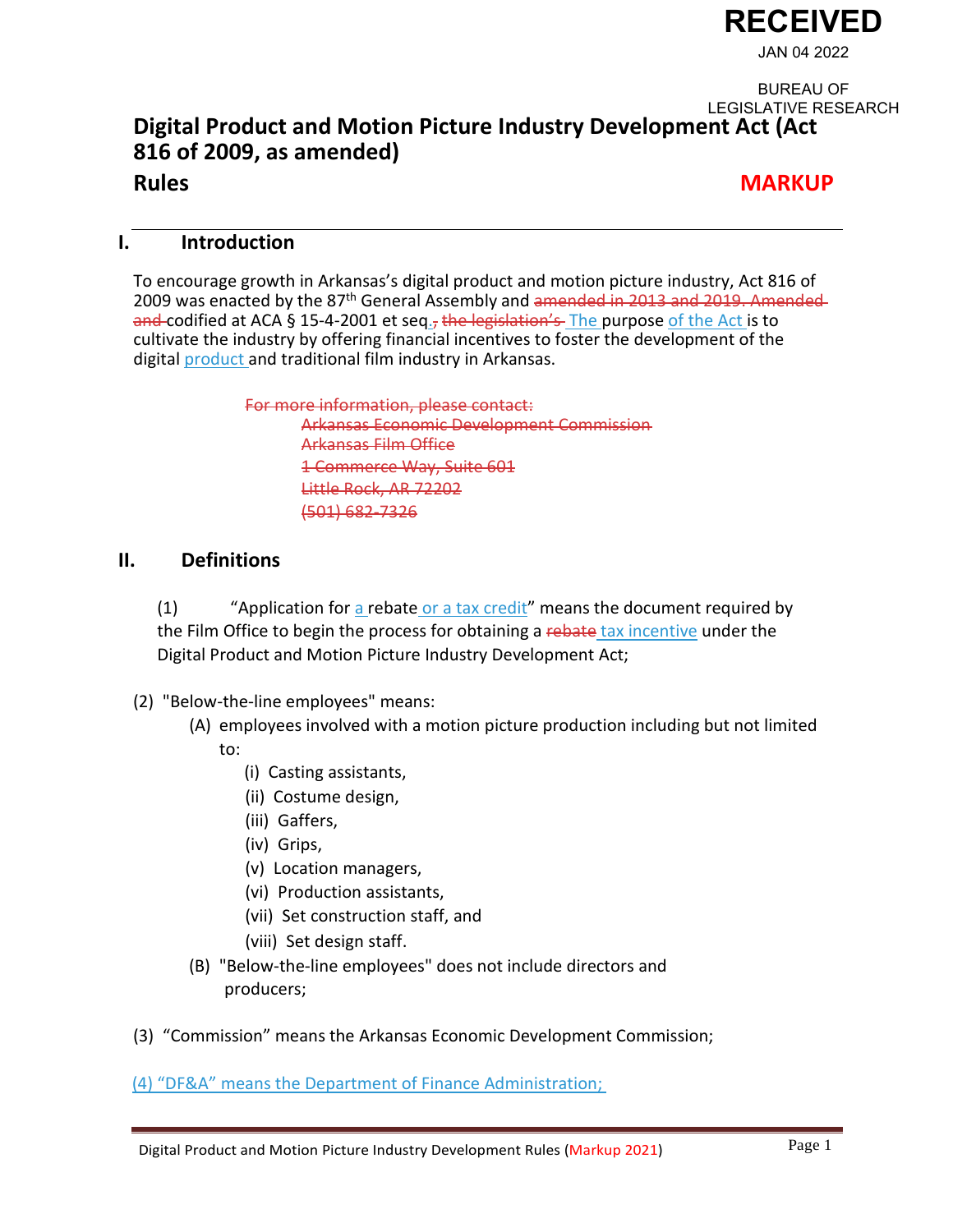RECEIVED

JAN 04 2022

BUREAU OF LEGISLATIVE RESEARCH

# Digital Product and Motion Picture Industry Development Act (Act 816 of 2009, as amended)

## Rules

**MARKUP**

## I. Introduction

To encourage growth in Arkansas's digital product and motion picture industry, Act 816 of 2009 was enacted by the 87th General Assembly and ~~amended in 2013 and 2019. Amended and~~ codified at ACA § 15-4-2001 et seq.~~,~~ ~~the legislation's~~ The purpose of the Act is to cultivate the industry by offering financial incentives to foster the development of the digital product and traditional film industry in Arkansas.

~~For more information, please contact:~~
~~Arkansas Economic Development Commission~~
~~Arkansas Film Office~~
~~1 Commerce Way, Suite 601~~
~~Little Rock, AR 72202~~
~~(501) 682-7326~~

## II. Definitions

(1) "Application for a rebate or a tax credit" means the document required by the Film Office to begin the process for obtaining a ~~rebate~~ tax incentive under the Digital Product and Motion Picture Industry Development Act;

(2) "Below-the-line employees" means:

- (A) employees involved with a motion picture production including but not limited to:
  - (i) Casting assistants,
  - (ii) Costume design,
  - (iii) Gaffers,
  - (iv) Grips,
  - (v) Location managers,
  - (vi) Production assistants,
  - (vii) Set construction staff, and
  - (viii) Set design staff.
- (B) "Below-the-line employees" does not include directors and producers;

(3) "Commission" means the Arkansas Economic Development Commission;

(4) "DF&A" means the Department of Finance Administration;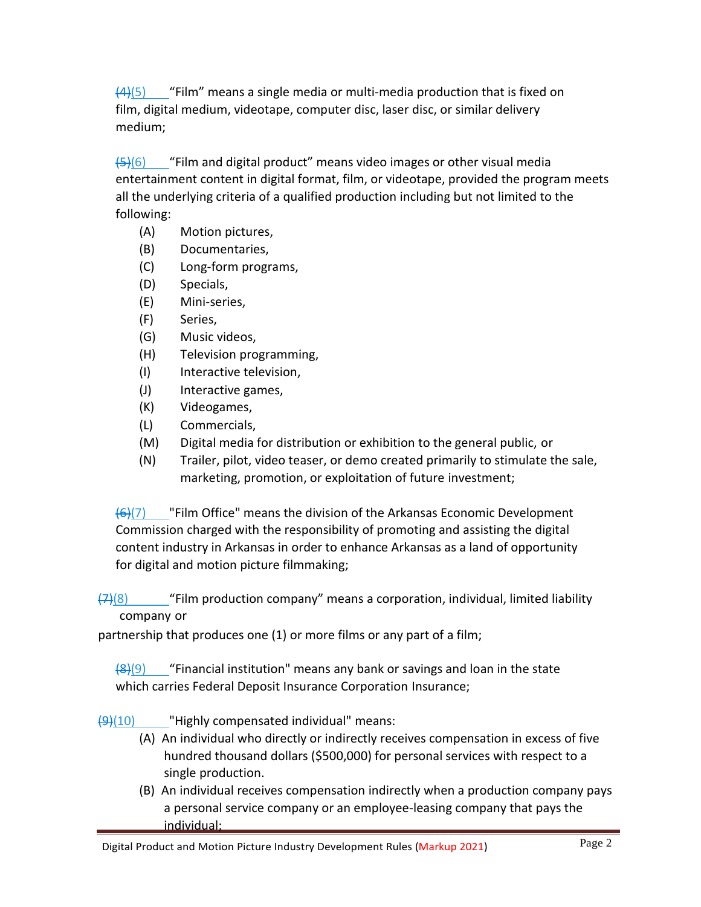~~(4)~~(5) "Film" means a single media or multi-media production that is fixed on film, digital medium, videotape, computer disc, laser disc, or similar delivery medium;

~~(5)~~(6) "Film and digital product" means video images or other visual media entertainment content in digital format, film, or videotape, provided the program meets all the underlying criteria of a qualified production including but not limited to the following:

- (A) Motion pictures,
- (B) Documentaries,
- (C) Long-form programs,
- (D) Specials,
- (E) Mini-series,
- (F) Series,
- (G) Music videos,
- (H) Television programming,
- (I) Interactive television,
- (J) Interactive games,
- (K) Videogames,
- (L) Commercials,
- (M) Digital media for distribution or exhibition to the general public, or
- (N) Trailer, pilot, video teaser, or demo created primarily to stimulate the sale, marketing, promotion, or exploitation of future investment;

~~(6)~~(7) "Film Office" means the division of the Arkansas Economic Development Commission charged with the responsibility of promoting and assisting the digital content industry in Arkansas in order to enhance Arkansas as a land of opportunity for digital and motion picture filmmaking;

~~(7)~~(8) "Film production company" means a corporation, individual, limited liability company or partnership that produces one (1) or more films or any part of a film;

~~(8)~~(9) "Financial institution" means any bank or savings and loan in the state which carries Federal Deposit Insurance Corporation Insurance;

~~(9)~~(10) "Highly compensated individual" means:

- (A) An individual who directly or indirectly receives compensation in excess of five hundred thousand dollars ($500,000) for personal services with respect to a single production.
- (B) An individual receives compensation indirectly when a production company pays a personal service company or an employee-leasing company that pays the individual;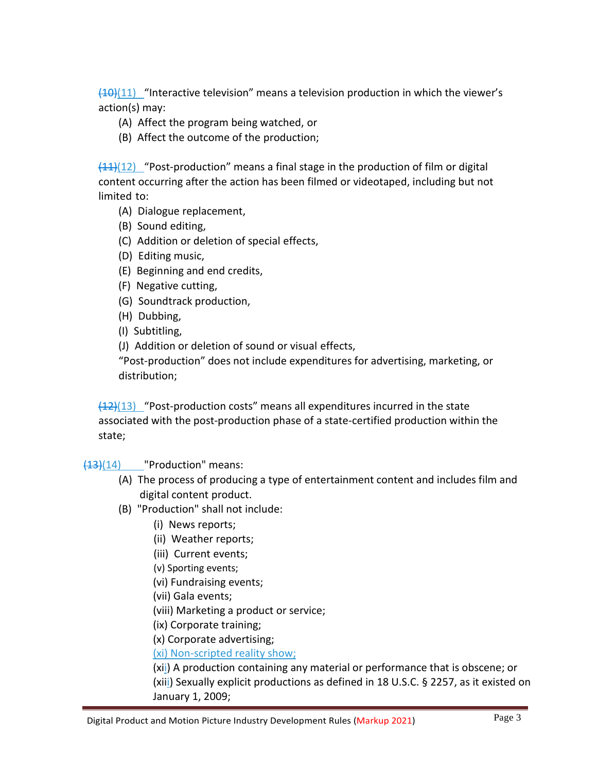~~(10)~~(11) "Interactive television" means a television production in which the viewer's action(s) may:

(A) Affect the program being watched, or
(B) Affect the outcome of the production;

~~(11)~~(12) "Post-production" means a final stage in the production of film or digital content occurring after the action has been filmed or videotaped, including but not limited to:

(A) Dialogue replacement,
(B) Sound editing,
(C) Addition or deletion of special effects,
(D) Editing music,
(E) Beginning and end credits,
(F) Negative cutting,
(G) Soundtrack production,
(H) Dubbing,
(I) Subtitling,
(J) Addition or deletion of sound or visual effects,

"Post-production" does not include expenditures for advertising, marketing, or distribution;

~~(12)~~(13) "Post-production costs" means all expenditures incurred in the state associated with the post-production phase of a state-certified production within the state;

~~(13)~~(14) "Production" means:

(A) The process of producing a type of entertainment content and includes film and digital content product.
(B) "Production" shall not include:
    (i) News reports;
    (ii) Weather reports;
    (iii) Current events;
    (v) Sporting events;
    (vi) Fundraising events;
    (vii) Gala events;
    (viii) Marketing a product or service;
    (ix) Corporate training;
    (x) Corporate advertising;
    (xi) Non-scripted reality show;
    (xii) A production containing any material or performance that is obscene; or
    (xiii) Sexually explicit productions as defined in 18 U.S.C. § 2257, as it existed on January 1, 2009;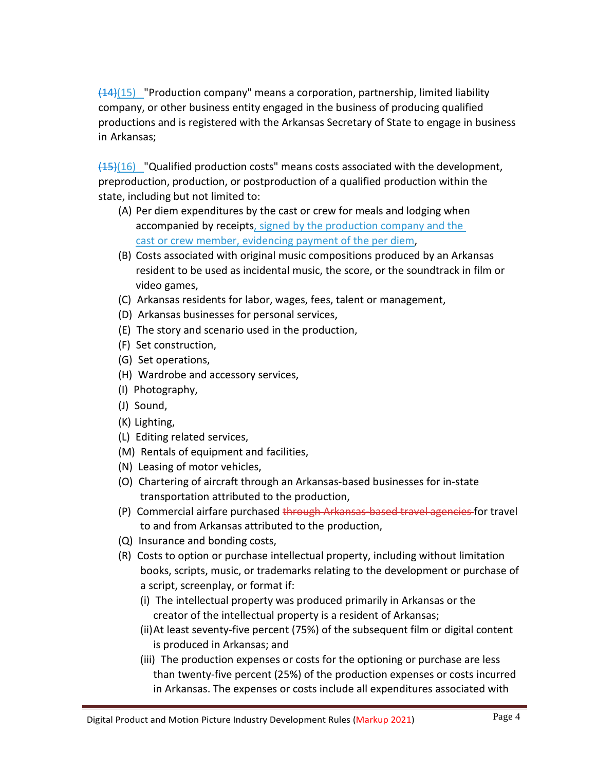~~(14)~~(15) "Production company" means a corporation, partnership, limited liability company, or other business entity engaged in the business of producing qualified productions and is registered with the Arkansas Secretary of State to engage in business in Arkansas;

~~(15)~~(16) "Qualified production costs" means costs associated with the development, preproduction, production, or postproduction of a qualified production within the state, including but not limited to:

- (A) Per diem expenditures by the cast or crew for meals and lodging when accompanied by receipts, signed by the production company and the cast or crew member, evidencing payment of the per diem,
- (B) Costs associated with original music compositions produced by an Arkansas resident to be used as incidental music, the score, or the soundtrack in film or video games,
- (C) Arkansas residents for labor, wages, fees, talent or management,
- (D) Arkansas businesses for personal services,
- (E) The story and scenario used in the production,
- (F) Set construction,
- (G) Set operations,
- (H) Wardrobe and accessory services,
- (I) Photography,
- (J) Sound,
- (K) Lighting,
- (L) Editing related services,
- (M) Rentals of equipment and facilities,
- (N) Leasing of motor vehicles,
- (O) Chartering of aircraft through an Arkansas-based businesses for in-state transportation attributed to the production,
- (P) Commercial airfare purchased ~~through Arkansas-based travel agencies~~ for travel to and from Arkansas attributed to the production,
- (Q) Insurance and bonding costs,
- (R) Costs to option or purchase intellectual property, including without limitation books, scripts, music, or trademarks relating to the development or purchase of a script, screenplay, or format if:
  - (i) The intellectual property was produced primarily in Arkansas or the creator of the intellectual property is a resident of Arkansas;
  - (ii) At least seventy-five percent (75%) of the subsequent film or digital content is produced in Arkansas; and
  - (iii) The production expenses or costs for the optioning or purchase are less than twenty-five percent (25%) of the production expenses or costs incurred in Arkansas. The expenses or costs include all expenditures associated with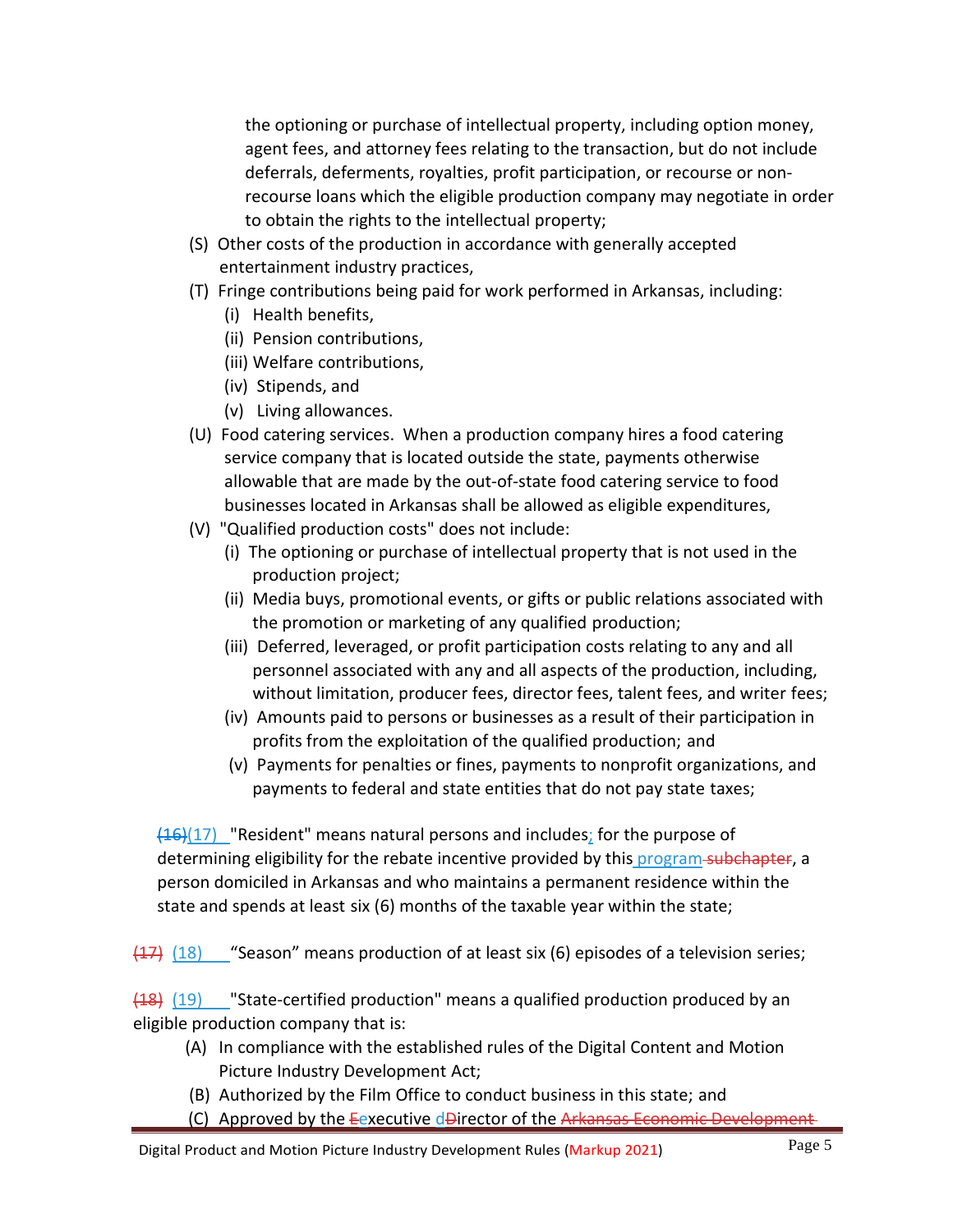the optioning or purchase of intellectual property, including option money, agent fees, and attorney fees relating to the transaction, but do not include deferrals, deferments, royalties, profit participation, or recourse or non-recourse loans which the eligible production company may negotiate in order to obtain the rights to the intellectual property;

(S) Other costs of the production in accordance with generally accepted entertainment industry practices,

(T) Fringe contributions being paid for work performed in Arkansas, including:
  (i) Health benefits,
  (ii) Pension contributions,
  (iii) Welfare contributions,
  (iv) Stipends, and
  (v) Living allowances.

(U) Food catering services. When a production company hires a food catering service company that is located outside the state, payments otherwise allowable that are made by the out-of-state food catering service to food businesses located in Arkansas shall be allowed as eligible expenditures,

(V) "Qualified production costs" does not include:
  (i) The optioning or purchase of intellectual property that is not used in the production project;
  (ii) Media buys, promotional events, or gifts or public relations associated with the promotion or marketing of any qualified production;
  (iii) Deferred, leveraged, or profit participation costs relating to any and all personnel associated with any and all aspects of the production, including, without limitation, producer fees, director fees, talent fees, and writer fees;
  (iv) Amounts paid to persons or businesses as a result of their participation in profits from the exploitation of the qualified production; and
  (v) Payments for penalties or fines, payments to nonprofit organizations, and payments to federal and state entities that do not pay state taxes;

~~(16)~~(17) "Resident" means natural persons and includes; for the purpose of determining eligibility for the rebate incentive provided by this program ~~subchapter~~, a person domiciled in Arkansas and who maintains a permanent residence within the state and spends at least six (6) months of the taxable year within the state;

~~(17)~~ (18) "Season" means production of at least six (6) episodes of a television series;

~~(18)~~ (19) "State-certified production" means a qualified production produced by an eligible production company that is:

(A) In compliance with the established rules of the Digital Content and Motion Picture Industry Development Act;

(B) Authorized by the Film Office to conduct business in this state; and

(C) Approved by the ~~E~~executive d~~D~~irector of the ~~Arkansas Economic Development~~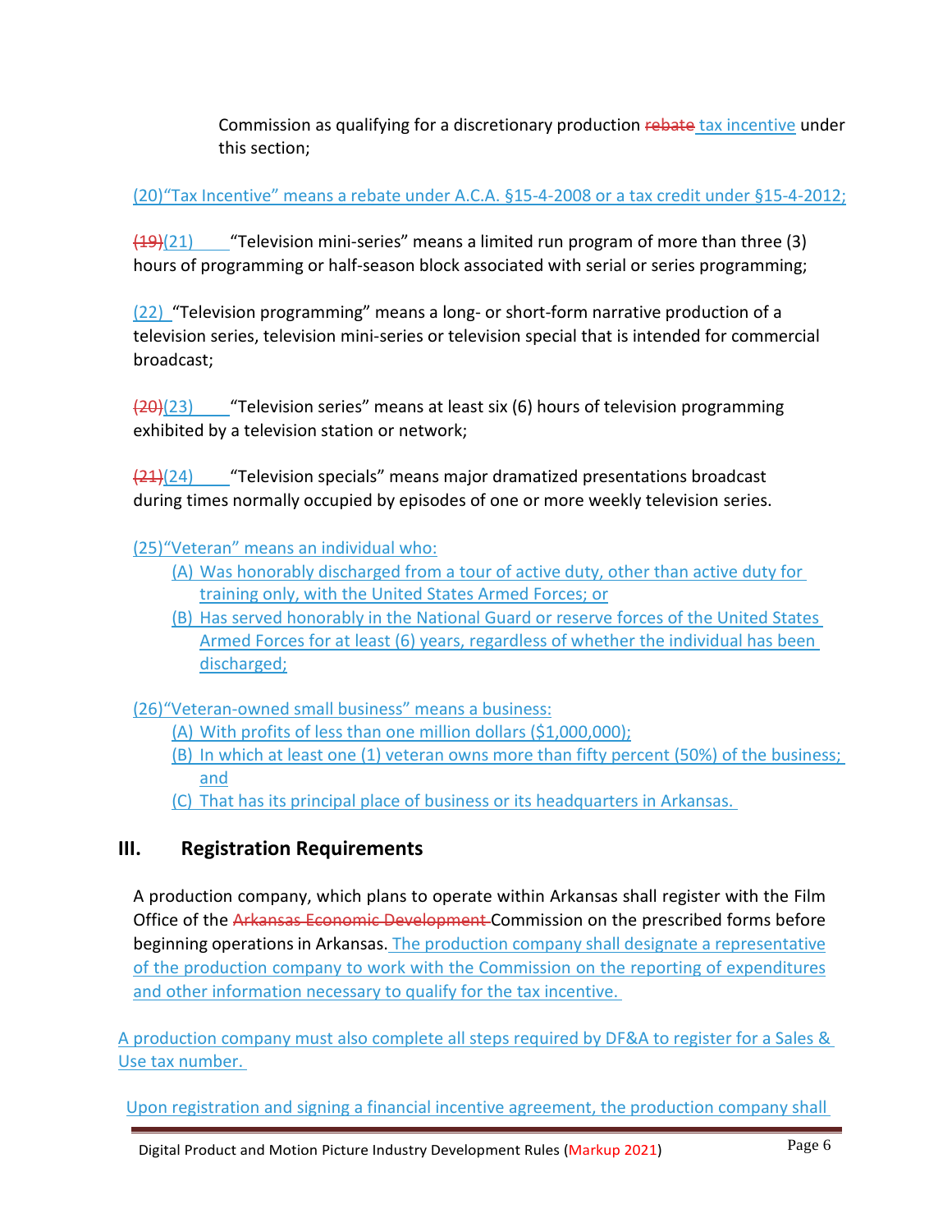Commission as qualifying for a discretionary production ~~rebate~~ tax incentive under this section;

(20)"Tax Incentive" means a rebate under A.C.A. §15-4-2008 or a tax credit under §15-4-2012;

~~(19)~~(21) "Television mini-series" means a limited run program of more than three (3) hours of programming or half-season block associated with serial or series programming;

(22) "Television programming" means a long- or short-form narrative production of a television series, television mini-series or television special that is intended for commercial broadcast;

~~(20)~~(23) "Television series" means at least six (6) hours of television programming exhibited by a television station or network;

~~(21)~~(24) "Television specials" means major dramatized presentations broadcast during times normally occupied by episodes of one or more weekly television series.

(25)"Veteran" means an individual who:

- (A) Was honorably discharged from a tour of active duty, other than active duty for training only, with the United States Armed Forces; or
- (B) Has served honorably in the National Guard or reserve forces of the United States Armed Forces for at least (6) years, regardless of whether the individual has been discharged;

(26)"Veteran-owned small business" means a business:

- (A) With profits of less than one million dollars ($1,000,000);
- (B) In which at least one (1) veteran owns more than fifty percent (50%) of the business; and
- (C) That has its principal place of business or its headquarters in Arkansas.

## III. Registration Requirements

A production company, which plans to operate within Arkansas shall register with the Film Office of the ~~Arkansas Economic Development~~ Commission on the prescribed forms before beginning operations in Arkansas. The production company shall designate a representative of the production company to work with the Commission on the reporting of expenditures and other information necessary to qualify for the tax incentive.

A production company must also complete all steps required by DF&A to register for a Sales & Use tax number.

Upon registration and signing a financial incentive agreement, the production company shall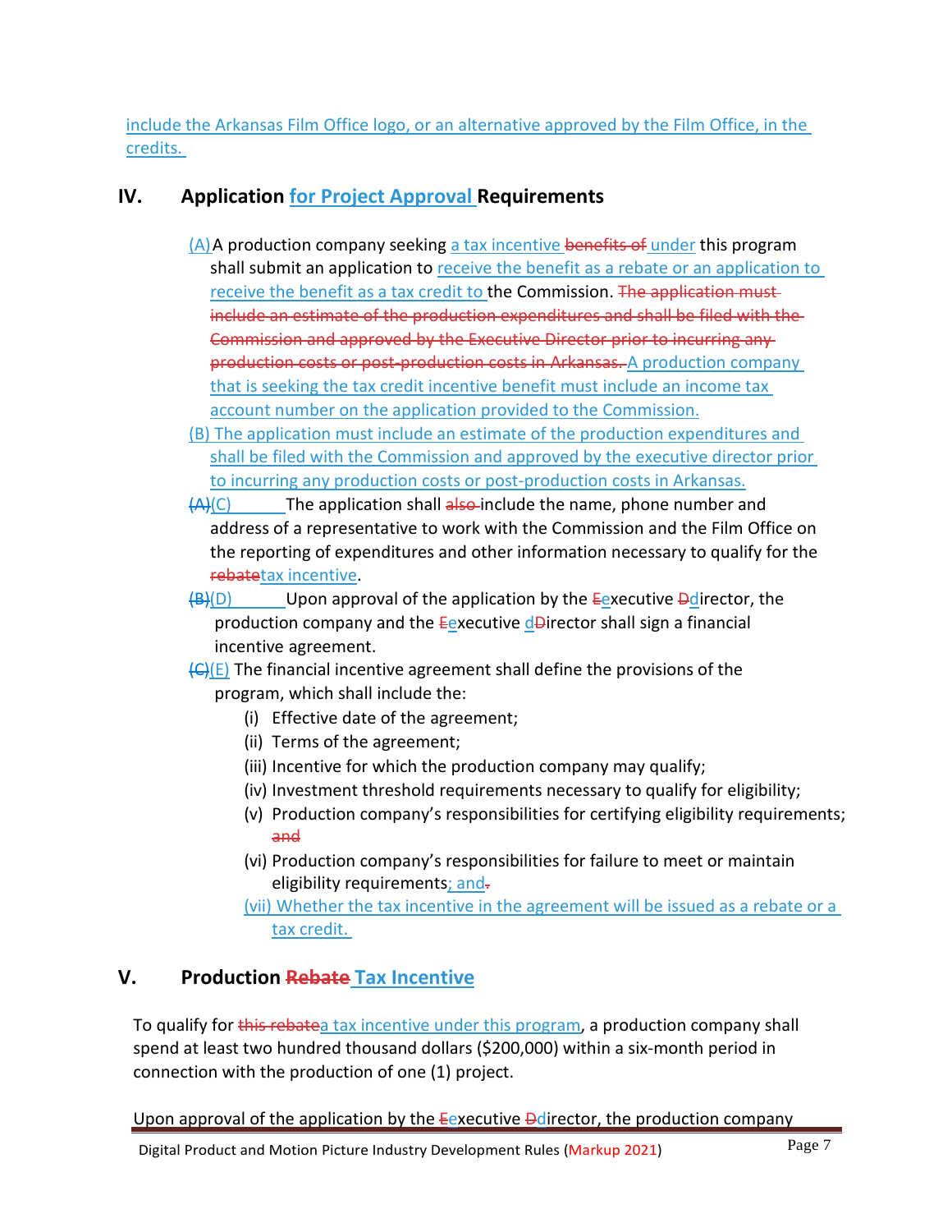include the Arkansas Film Office logo, or an alternative approved by the Film Office, in the credits.

## IV. Application for Project Approval Requirements

(A) A production company seeking a tax incentive ~~benefits of~~ under this program shall submit an application to receive the benefit as a rebate or an application to receive the benefit as a tax credit to the Commission. ~~The application must include an estimate of the production expenditures and shall be filed with the Commission and approved by the Executive Director prior to incurring any production costs or post-production costs in Arkansas.~~ A production company that is seeking the tax credit incentive benefit must include an income tax account number on the application provided to the Commission.

(B) The application must include an estimate of the production expenditures and shall be filed with the Commission and approved by the executive director prior to incurring any production costs or post-production costs in Arkansas.

~~(A)~~(C) The application shall ~~also~~ include the name, phone number and address of a representative to work with the Commission and the Film Office on the reporting of expenditures and other information necessary to qualify for the ~~rebate~~tax incentive.

~~(B)~~(D) Upon approval of the application by the ~~E~~executive ~~D~~director, the production company and the ~~E~~executive director ~~D~~irector shall sign a financial incentive agreement.

~~(C)~~(E) The financial incentive agreement shall define the provisions of the program, which shall include the:

- (i) Effective date of the agreement;
- (ii) Terms of the agreement;
- (iii) Incentive for which the production company may qualify;
- (iv) Investment threshold requirements necessary to qualify for eligibility;
- (v) Production company's responsibilities for certifying eligibility requirements; ~~and~~
- (vi) Production company's responsibilities for failure to meet or maintain eligibility requirements; and~~.~~
- (vii) Whether the tax incentive in the agreement will be issued as a rebate or a tax credit.

## V. Production ~~Rebate~~ Tax Incentive

To qualify for ~~this rebate~~a tax incentive under this program, a production company shall spend at least two hundred thousand dollars ($200,000) within a six-month period in connection with the production of one (1) project.

Upon approval of the application by the ~~E~~executive ~~D~~director, the production company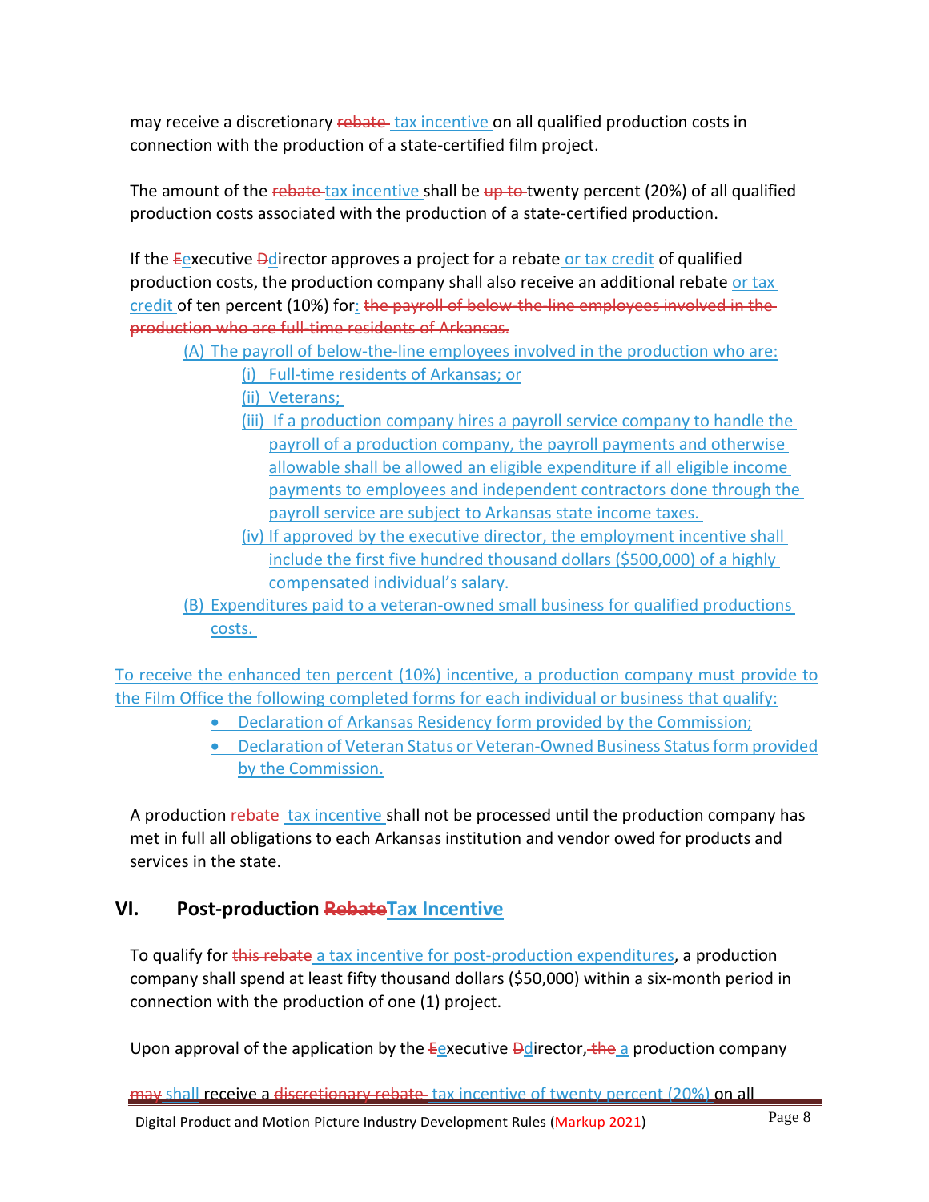may receive a discretionary ~~rebate~~ tax incentive on all qualified production costs in connection with the production of a state-certified film project.

The amount of the ~~rebate~~ tax incentive shall be ~~up to~~ twenty percent (20%) of all qualified production costs associated with the production of a state-certified production.

If the ~~E~~executive ~~D~~director approves a project for a rebate or tax credit of qualified production costs, the production company shall also receive an additional rebate or tax credit of ten percent (10%) for: ~~the payroll of below-the-line employees involved in the production who are full-time residents of Arkansas.~~

- (A) The payroll of below-the-line employees involved in the production who are:
  - (i) Full-time residents of Arkansas; or
  - (ii) Veterans;
  - (iii) If a production company hires a payroll service company to handle the payroll of a production company, the payroll payments and otherwise allowable shall be allowed an eligible expenditure if all eligible income payments to employees and independent contractors done through the payroll service are subject to Arkansas state income taxes.
  - (iv) If approved by the executive director, the employment incentive shall include the first five hundred thousand dollars ($500,000) of a highly compensated individual's salary.
- (B) Expenditures paid to a veteran-owned small business for qualified productions costs.

To receive the enhanced ten percent (10%) incentive, a production company must provide to the Film Office the following completed forms for each individual or business that qualify:

- Declaration of Arkansas Residency form provided by the Commission;
- Declaration of Veteran Status or Veteran-Owned Business Status form provided by the Commission.

A production ~~rebate~~ tax incentive shall not be processed until the production company has met in full all obligations to each Arkansas institution and vendor owed for products and services in the state.

## VI. Post-production ~~Rebate~~Tax Incentive

To qualify for ~~this rebate~~ a tax incentive for post-production expenditures, a production company shall spend at least fifty thousand dollars ($50,000) within a six-month period in connection with the production of one (1) project.

Upon approval of the application by the ~~E~~executive ~~D~~director, ~~the~~ a production company

~~may~~ shall receive a ~~discretionary rebate~~ tax incentive of twenty percent (20%) on all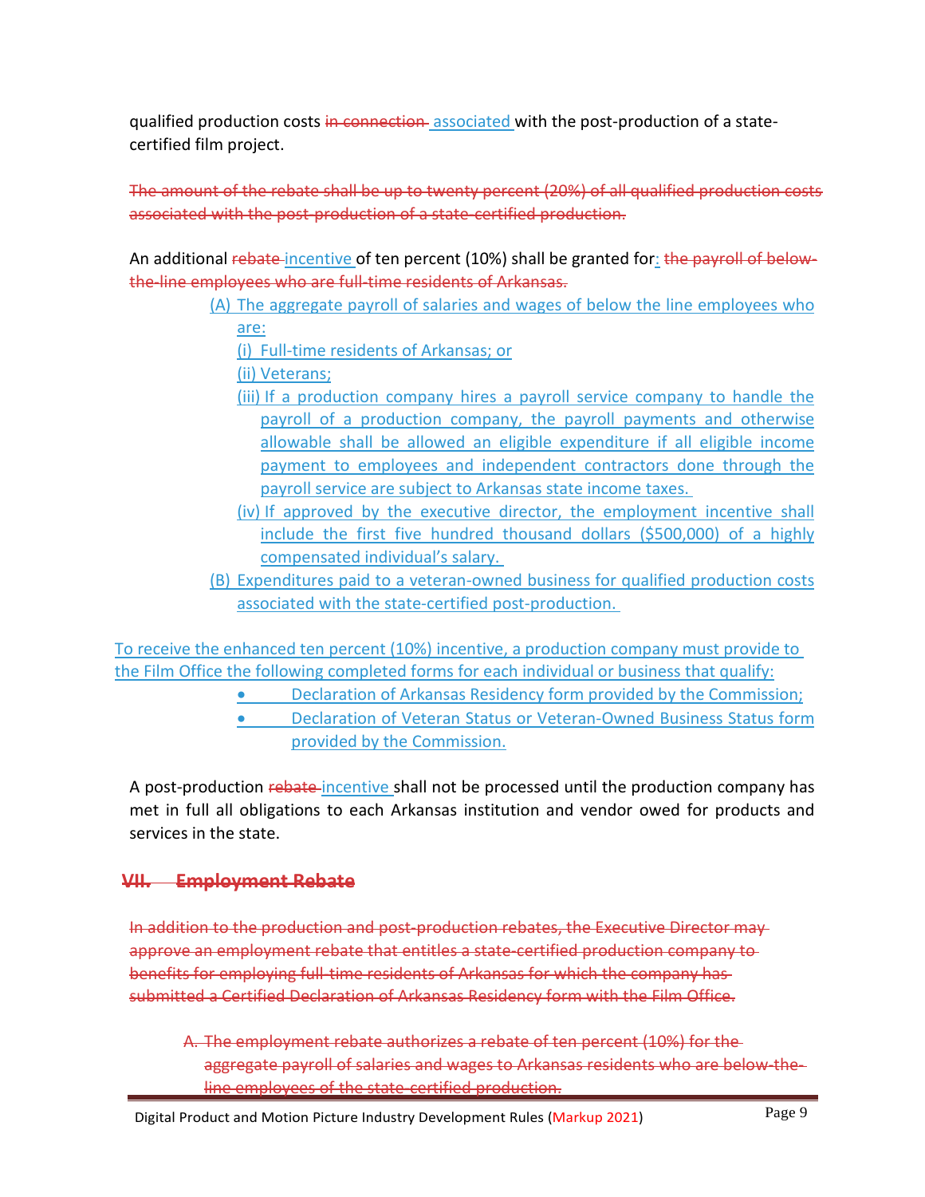qualified production costs ~~in connection~~ associated with the post-production of a state-certified film project.

~~The amount of the rebate shall be up to twenty percent (20%) of all qualified production costs associated with the post-production of a state-certified production.~~

An additional ~~rebate~~ incentive of ten percent (10%) shall be granted for: ~~the payroll of below-the-line employees who are full-time residents of Arkansas.~~

(A) The aggregate payroll of salaries and wages of below the line employees who are:

(i) Full-time residents of Arkansas; or

(ii) Veterans;

(iii) If a production company hires a payroll service company to handle the payroll of a production company, the payroll payments and otherwise allowable shall be allowed an eligible expenditure if all eligible income payment to employees and independent contractors done through the payroll service are subject to Arkansas state income taxes.

(iv) If approved by the executive director, the employment incentive shall include the first five hundred thousand dollars ($500,000) of a highly compensated individual's salary.

(B) Expenditures paid to a veteran-owned business for qualified production costs associated with the state-certified post-production.

To receive the enhanced ten percent (10%) incentive, a production company must provide to the Film Office the following completed forms for each individual or business that qualify:

- Declaration of Arkansas Residency form provided by the Commission;
- Declaration of Veteran Status or Veteran-Owned Business Status form provided by the Commission.

A post-production ~~rebate~~ incentive shall not be processed until the production company has met in full all obligations to each Arkansas institution and vendor owed for products and services in the state.

## ~~VII. Employment Rebate~~

~~In addition to the production and post-production rebates, the Executive Director may approve an employment rebate that entitles a state-certified production company to benefits for employing full-time residents of Arkansas for which the company has submitted a Certified Declaration of Arkansas Residency form with the Film Office.~~

~~A. The employment rebate authorizes a rebate of ten percent (10%) for the aggregate payroll of salaries and wages to Arkansas residents who are below-the-line employees of the state-certified production.~~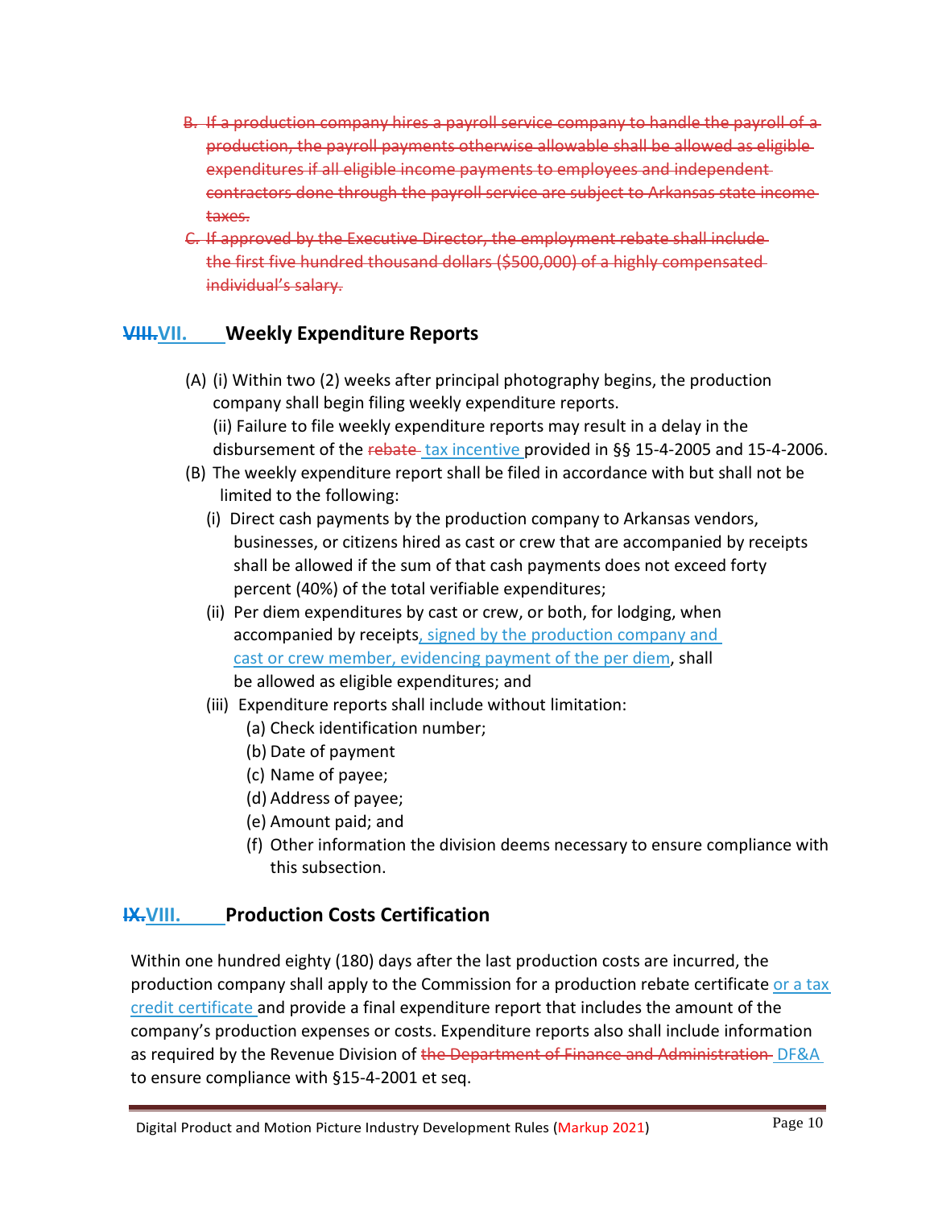B. ~~If a production company hires a payroll service company to handle the payroll of a production, the payroll payments otherwise allowable shall be allowed as eligible expenditures if all eligible income payments to employees and independent contractors done through the payroll service are subject to Arkansas state income taxes.~~

C. ~~If approved by the Executive Director, the employment rebate shall include the first five hundred thousand dollars ($500,000) of a highly compensated individual's salary.~~

## ~~VIII.~~VII. Weekly Expenditure Reports

(A) (i) Within two (2) weeks after principal photography begins, the production company shall begin filing weekly expenditure reports.

(ii) Failure to file weekly expenditure reports may result in a delay in the disbursement of the ~~rebate~~ tax incentive provided in §§ 15-4-2005 and 15-4-2006.

(B) The weekly expenditure report shall be filed in accordance with but shall not be limited to the following:

(i) Direct cash payments by the production company to Arkansas vendors, businesses, or citizens hired as cast or crew that are accompanied by receipts shall be allowed if the sum of that cash payments does not exceed forty percent (40%) of the total verifiable expenditures;

(ii) Per diem expenditures by cast or crew, or both, for lodging, when accompanied by receipts, signed by the production company and cast or crew member, evidencing payment of the per diem, shall be allowed as eligible expenditures; and

(iii) Expenditure reports shall include without limitation:

(a) Check identification number;

(b) Date of payment

(c) Name of payee;

(d) Address of payee;

(e) Amount paid; and

(f) Other information the division deems necessary to ensure compliance with this subsection.

## ~~IX.~~VIII. Production Costs Certification

Within one hundred eighty (180) days after the last production costs are incurred, the production company shall apply to the Commission for a production rebate certificate or a tax credit certificate and provide a final expenditure report that includes the amount of the company's production expenses or costs. Expenditure reports also shall include information as required by the Revenue Division of ~~the Department of Finance and Administration~~ DF&A to ensure compliance with §15-4-2001 et seq.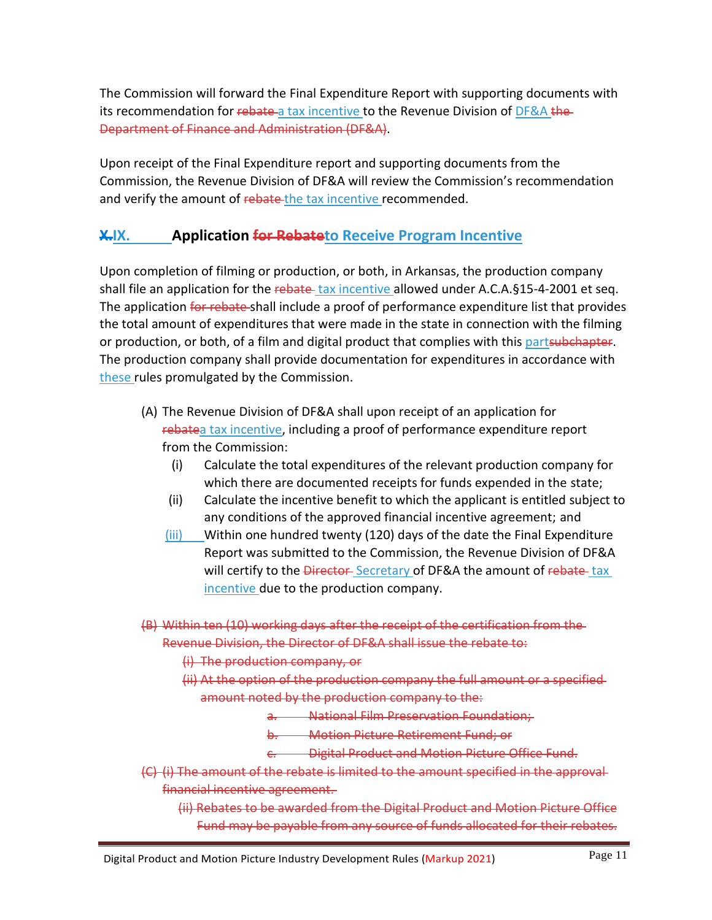The Commission will forward the Final Expenditure Report with supporting documents with its recommendation for ~~rebate~~ a tax incentive to the Revenue Division of DF&A ~~the Department of Finance and Administration (DF&A)~~.

Upon receipt of the Final Expenditure report and supporting documents from the Commission, the Revenue Division of DF&A will review the Commission's recommendation and verify the amount of ~~rebate~~ the tax incentive recommended.

## ~~X.~~IX. Application ~~for Rebate~~to Receive Program Incentive

Upon completion of filming or production, or both, in Arkansas, the production company shall file an application for the ~~rebate~~ tax incentive allowed under A.C.A.§15-4-2001 et seq. The application ~~for rebate~~ shall include a proof of performance expenditure list that provides the total amount of expenditures that were made in the state in connection with the filming or production, or both, of a film and digital product that complies with this part~~subchapter~~. The production company shall provide documentation for expenditures in accordance with these rules promulgated by the Commission.

(A) The Revenue Division of DF&A shall upon receipt of an application for ~~rebate~~a tax incentive, including a proof of performance expenditure report from the Commission:

- (i) Calculate the total expenditures of the relevant production company for which there are documented receipts for funds expended in the state;
- (ii) Calculate the incentive benefit to which the applicant is entitled subject to any conditions of the approved financial incentive agreement; and
- (iii) Within one hundred twenty (120) days of the date the Final Expenditure Report was submitted to the Commission, the Revenue Division of DF&A will certify to the ~~Director~~ Secretary of DF&A the amount of ~~rebate~~ tax incentive due to the production company.

~~(B) Within ten (10) working days after the receipt of the certification from the Revenue Division, the Director of DF&A shall issue the rebate to:~~

- ~~(i) The production company, or~~
- ~~(ii) At the option of the production company the full amount or a specified amount noted by the production company to the:~~
  - ~~a. National Film Preservation Foundation;~~
  - ~~b. Motion Picture Retirement Fund; or~~
  - ~~c. Digital Product and Motion Picture Office Fund.~~

~~(C) (i) The amount of the rebate is limited to the amount specified in the approval financial incentive agreement.~~

- ~~(ii) Rebates to be awarded from the Digital Product and Motion Picture Office Fund may be payable from any source of funds allocated for their rebates.~~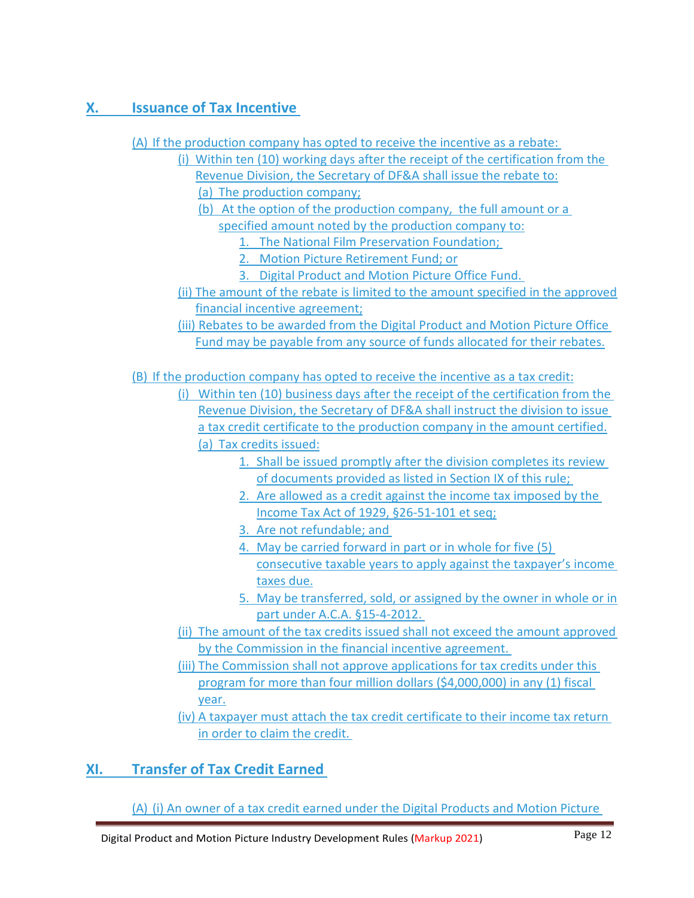## X. Issuance of Tax Incentive

(A) If the production company has opted to receive the incentive as a rebate:

- (i) Within ten (10) working days after the receipt of the certification from the Revenue Division, the Secretary of DF&A shall issue the rebate to:
  - (a) The production company;
  - (b) At the option of the production company, the full amount or a specified amount noted by the production company to:
    1. The National Film Preservation Foundation;
    2. Motion Picture Retirement Fund; or
    3. Digital Product and Motion Picture Office Fund.
- (ii) The amount of the rebate is limited to the amount specified in the approved financial incentive agreement;
- (iii) Rebates to be awarded from the Digital Product and Motion Picture Office Fund may be payable from any source of funds allocated for their rebates.

(B) If the production company has opted to receive the incentive as a tax credit:

- (i) Within ten (10) business days after the receipt of the certification from the Revenue Division, the Secretary of DF&A shall instruct the division to issue a tax credit certificate to the production company in the amount certified.
  - (a) Tax credits issued:
    1. Shall be issued promptly after the division completes its review of documents provided as listed in Section IX of this rule;
    2. Are allowed as a credit against the income tax imposed by the Income Tax Act of 1929, §26-51-101 et seq;
    3. Are not refundable; and
    4. May be carried forward in part or in whole for five (5) consecutive taxable years to apply against the taxpayer's income taxes due.
    5. May be transferred, sold, or assigned by the owner in whole or in part under A.C.A. §15-4-2012.
- (ii) The amount of the tax credits issued shall not exceed the amount approved by the Commission in the financial incentive agreement.
- (iii) The Commission shall not approve applications for tax credits under this program for more than four million dollars ($4,000,000) in any (1) fiscal year.
- (iv) A taxpayer must attach the tax credit certificate to their income tax return in order to claim the credit.

## XI. Transfer of Tax Credit Earned

(A) (i) An owner of a tax credit earned under the Digital Products and Motion Picture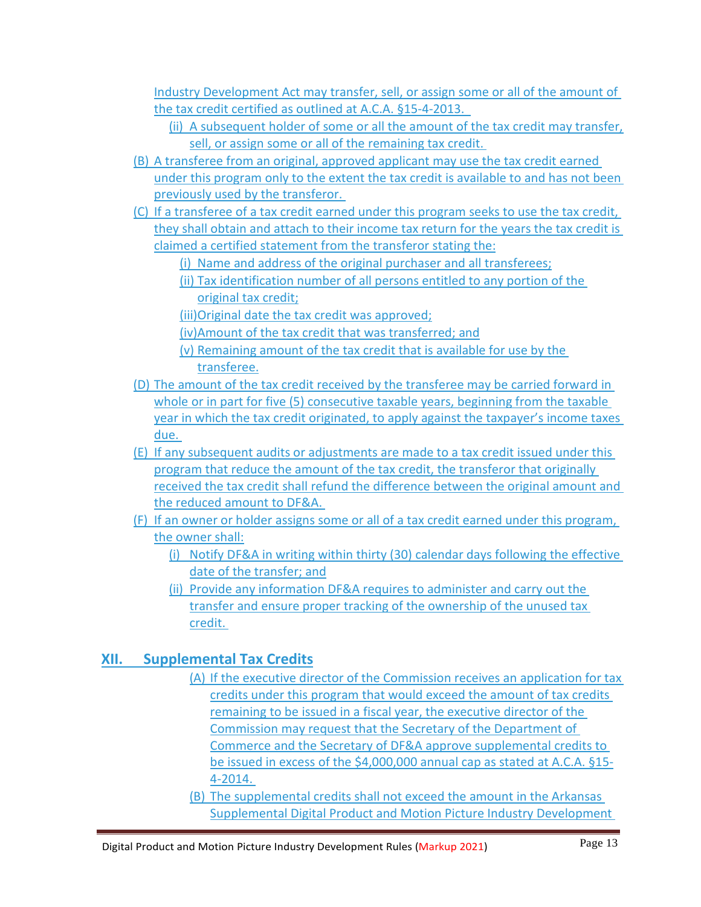Industry Development Act may transfer, sell, or assign some or all of the amount of the tax credit certified as outlined at A.C.A. §15-4-2013.

- (ii) A subsequent holder of some or all the amount of the tax credit may transfer, sell, or assign some or all of the remaining tax credit.

(B) A transferee from an original, approved applicant may use the tax credit earned under this program only to the extent the tax credit is available to and has not been previously used by the transferor.

(C) If a transferee of a tax credit earned under this program seeks to use the tax credit, they shall obtain and attach to their income tax return for the years the tax credit is claimed a certified statement from the transferor stating the:

- (i) Name and address of the original purchaser and all transferees;
- (ii) Tax identification number of all persons entitled to any portion of the original tax credit;
- (iii) Original date the tax credit was approved;
- (iv) Amount of the tax credit that was transferred; and
- (v) Remaining amount of the tax credit that is available for use by the transferee.

(D) The amount of the tax credit received by the transferee may be carried forward in whole or in part for five (5) consecutive taxable years, beginning from the taxable year in which the tax credit originated, to apply against the taxpayer's income taxes due.

(E) If any subsequent audits or adjustments are made to a tax credit issued under this program that reduce the amount of the tax credit, the transferor that originally received the tax credit shall refund the difference between the original amount and the reduced amount to DF&A.

(F) If an owner or holder assigns some or all of a tax credit earned under this program, the owner shall:

- (i) Notify DF&A in writing within thirty (30) calendar days following the effective date of the transfer; and
- (ii) Provide any information DF&A requires to administer and carry out the transfer and ensure proper tracking of the ownership of the unused tax credit.

## XII. Supplemental Tax Credits

(A) If the executive director of the Commission receives an application for tax credits under this program that would exceed the amount of tax credits remaining to be issued in a fiscal year, the executive director of the Commission may request that the Secretary of the Department of Commerce and the Secretary of DF&A approve supplemental credits to be issued in excess of the $4,000,000 annual cap as stated at A.C.A. §15-4-2014.

(B) The supplemental credits shall not exceed the amount in the Arkansas Supplemental Digital Product and Motion Picture Industry Development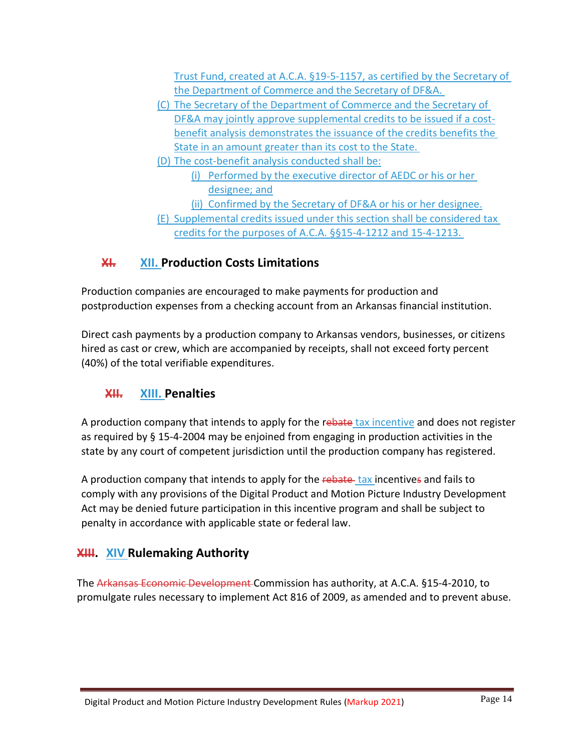Trust Fund, created at A.C.A. §19-5-1157, as certified by the Secretary of the Department of Commerce and the Secretary of DF&A.

(C) The Secretary of the Department of Commerce and the Secretary of DF&A may jointly approve supplemental credits to be issued if a cost-benefit analysis demonstrates the issuance of the credits benefits the State in an amount greater than its cost to the State.

(D) The cost-benefit analysis conducted shall be:

(i) Performed by the executive director of AEDC or his or her designee; and

(ii) Confirmed by the Secretary of DF&A or his or her designee.

(E) Supplemental credits issued under this section shall be considered tax credits for the purposes of A.C.A. §§15-4-1212 and 15-4-1213.

## ~~XI.~~ XII. Production Costs Limitations

Production companies are encouraged to make payments for production and postproduction expenses from a checking account from an Arkansas financial institution.

Direct cash payments by a production company to Arkansas vendors, businesses, or citizens hired as cast or crew, which are accompanied by receipts, shall not exceed forty percent (40%) of the total verifiable expenditures.

## ~~XII.~~ XIII. Penalties

A production company that intends to apply for the r~~ebate~~ tax incentive and does not register as required by § 15-4-2004 may be enjoined from engaging in production activities in the state by any court of competent jurisdiction until the production company has registered.

A production company that intends to apply for the ~~rebate~~ tax incentive~~s~~ and fails to comply with any provisions of the Digital Product and Motion Picture Industry Development Act may be denied future participation in this incentive program and shall be subject to penalty in accordance with applicable state or federal law.

## ~~XIII~~. XIV Rulemaking Authority

The ~~Arkansas Economic Development~~ Commission has authority, at A.C.A. §15-4-2010, to promulgate rules necessary to implement Act 816 of 2009, as amended and to prevent abuse.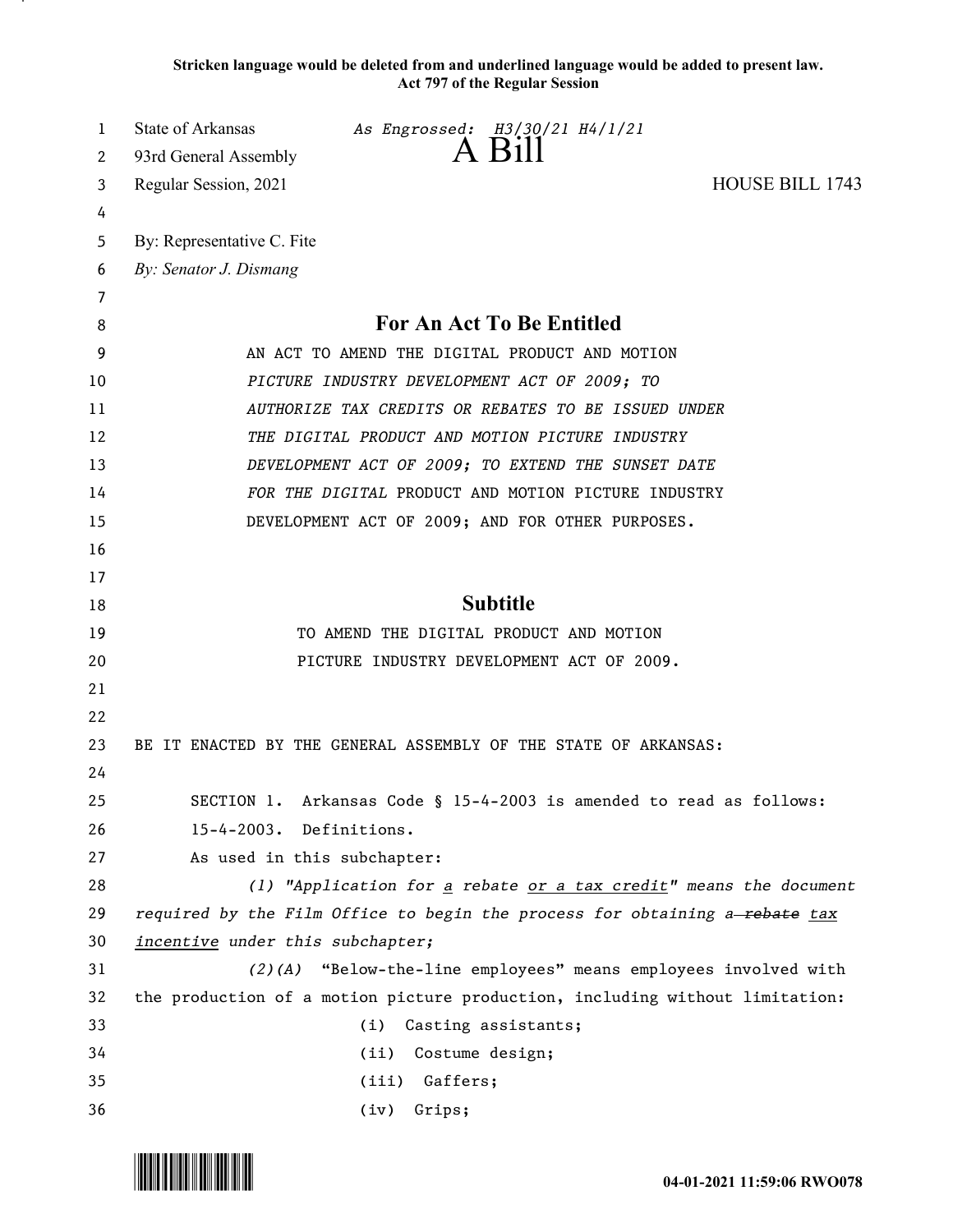**Stricken language would be deleted from and underlined language would be added to present law.**
**Act 797 of the Regular Session**

State of Arkansas *As Engrossed: H3/30/21 H4/1/21*
93rd General Assembly
# A Bill
Regular Session, 2021 HOUSE BILL 1743

By: Representative C. Fite
*By: Senator J. Dismang*

## For An Act To Be Entitled

AN ACT TO AMEND THE DIGITAL PRODUCT AND MOTION *PICTURE INDUSTRY DEVELOPMENT ACT OF 2009; TO AUTHORIZE TAX CREDITS OR REBATES TO BE ISSUED UNDER THE DIGITAL PRODUCT AND MOTION PICTURE INDUSTRY DEVELOPMENT ACT OF 2009; TO EXTEND THE SUNSET DATE FOR THE DIGITAL* PRODUCT AND MOTION PICTURE INDUSTRY DEVELOPMENT ACT OF 2009; AND FOR OTHER PURPOSES.

## Subtitle

TO AMEND THE DIGITAL PRODUCT AND MOTION PICTURE INDUSTRY DEVELOPMENT ACT OF 2009.

BE IT ENACTED BY THE GENERAL ASSEMBLY OF THE STATE OF ARKANSAS:

SECTION 1. Arkansas Code § 15-4-2003 is amended to read as follows:

15-4-2003. Definitions.

As used in this subchapter:

*(1) "Application for <u>a</u> rebate <u>or a tax credit</u>" means the document required by the Film Office to begin the process for obtaining a ~~rebate~~ <u>tax incentive</u> under this subchapter;*

*(2)(A)* "Below-the-line employees" means employees involved with the production of a motion picture production, including without limitation:

(i) Casting assistants;

(ii) Costume design;

(iii) Gaffers;

(iv) Grips;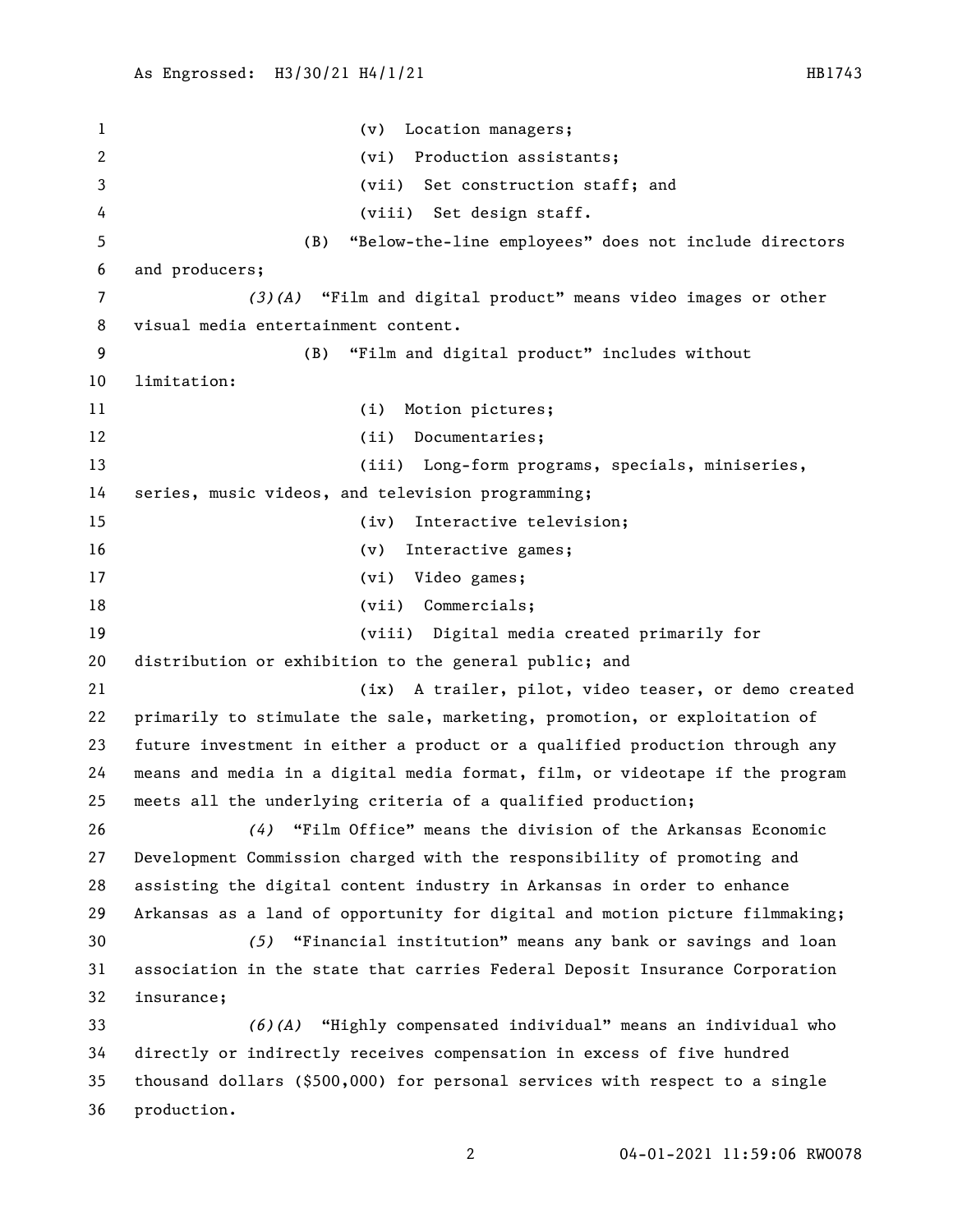(v) Location managers;

(vi) Production assistants;

(vii) Set construction staff; and

(viii) Set design staff.

(B) "Below-the-line employees" does not include directors and producers;

*(3)(A)* "Film and digital product" means video images or other visual media entertainment content.

(B) "Film and digital product" includes without limitation:

(i) Motion pictures;

(ii) Documentaries;

(iii) Long-form programs, specials, miniseries, series, music videos, and television programming;

(iv) Interactive television;

(v) Interactive games;

(vi) Video games;

(vii) Commercials;

(viii) Digital media created primarily for distribution or exhibition to the general public; and

(ix) A trailer, pilot, video teaser, or demo created primarily to stimulate the sale, marketing, promotion, or exploitation of future investment in either a product or a qualified production through any means and media in a digital media format, film, or videotape if the program meets all the underlying criteria of a qualified production;

*(4)* "Film Office" means the division of the Arkansas Economic Development Commission charged with the responsibility of promoting and assisting the digital content industry in Arkansas in order to enhance Arkansas as a land of opportunity for digital and motion picture filmmaking;

*(5)* "Financial institution" means any bank or savings and loan association in the state that carries Federal Deposit Insurance Corporation insurance;

*(6)(A)* "Highly compensated individual" means an individual who directly or indirectly receives compensation in excess of five hundred thousand dollars ($500,000) for personal services with respect to a single production.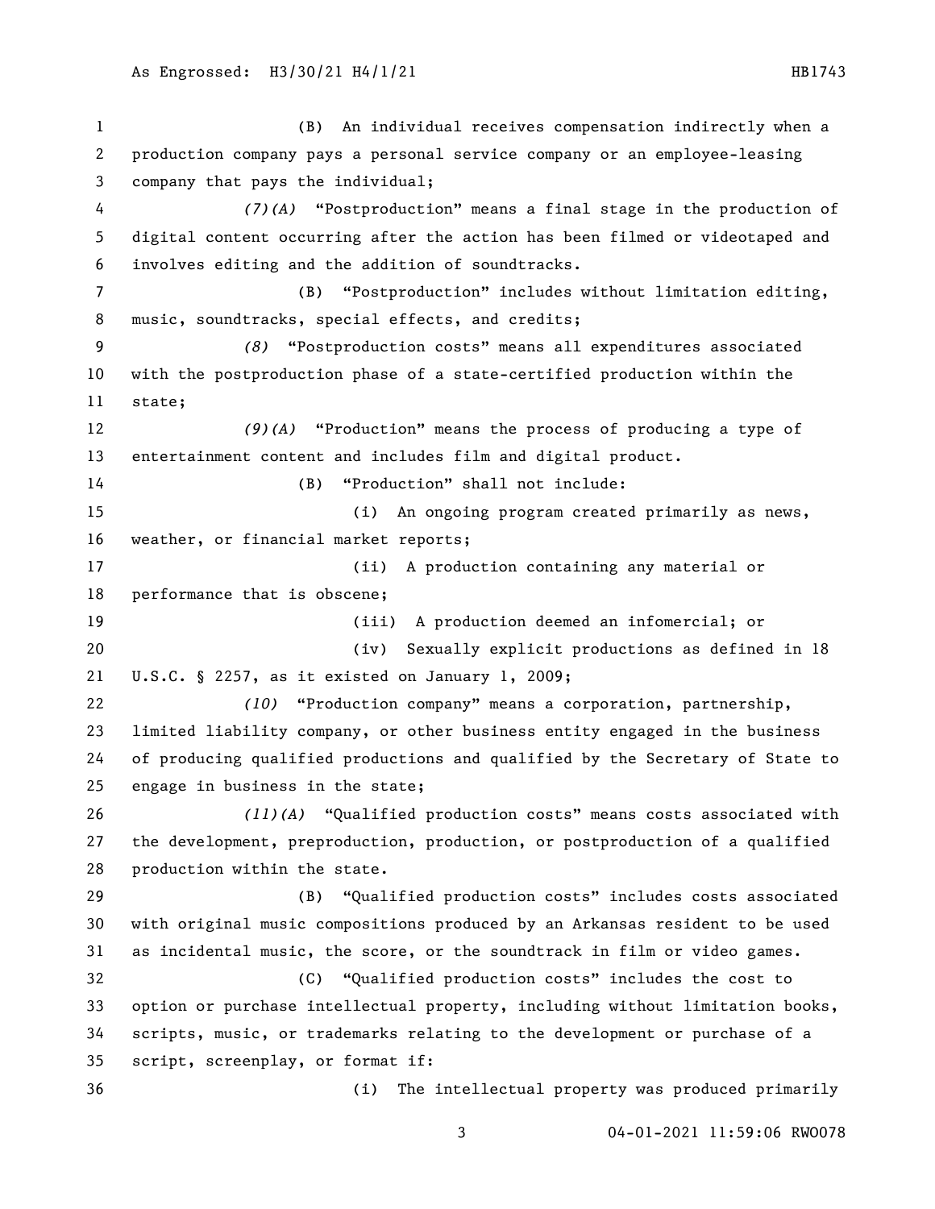(B) An individual receives compensation indirectly when a production company pays a personal service company or an employee-leasing company that pays the individual;

*(7)(A)* "Postproduction" means a final stage in the production of digital content occurring after the action has been filmed or videotaped and involves editing and the addition of soundtracks.

(B) "Postproduction" includes without limitation editing, music, soundtracks, special effects, and credits;

*(8)* "Postproduction costs" means all expenditures associated with the postproduction phase of a state-certified production within the state;

*(9)(A)* "Production" means the process of producing a type of entertainment content and includes film and digital product.

(B) "Production" shall not include:

(i) An ongoing program created primarily as news, weather, or financial market reports;

(ii) A production containing any material or performance that is obscene;

(iii) A production deemed an infomercial; or

(iv) Sexually explicit productions as defined in 18 U.S.C. § 2257, as it existed on January 1, 2009;

*(10)* "Production company" means a corporation, partnership, limited liability company, or other business entity engaged in the business of producing qualified productions and qualified by the Secretary of State to engage in business in the state;

*(11)(A)* "Qualified production costs" means costs associated with the development, preproduction, production, or postproduction of a qualified production within the state.

(B) "Qualified production costs" includes costs associated with original music compositions produced by an Arkansas resident to be used as incidental music, the score, or the soundtrack in film or video games.

(C) "Qualified production costs" includes the cost to option or purchase intellectual property, including without limitation books, scripts, music, or trademarks relating to the development or purchase of a script, screenplay, or format if:

(i) The intellectual property was produced primarily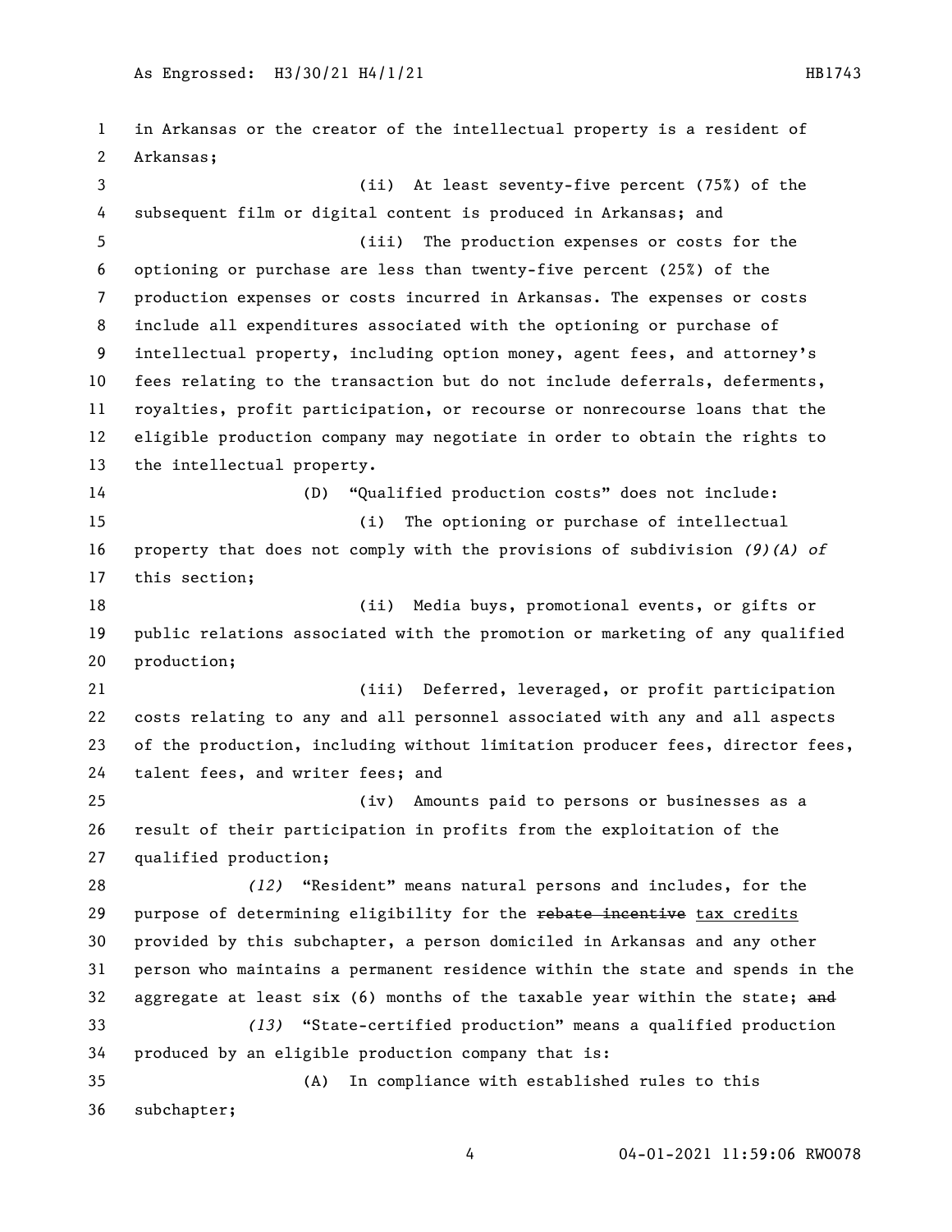in Arkansas or the creator of the intellectual property is a resident of Arkansas;

(ii) At least seventy-five percent (75%) of the subsequent film or digital content is produced in Arkansas; and

(iii) The production expenses or costs for the optioning or purchase are less than twenty-five percent (25%) of the production expenses or costs incurred in Arkansas. The expenses or costs include all expenditures associated with the optioning or purchase of intellectual property, including option money, agent fees, and attorney's fees relating to the transaction but do not include deferrals, deferments, royalties, profit participation, or recourse or nonrecourse loans that the eligible production company may negotiate in order to obtain the rights to the intellectual property.

(D) "Qualified production costs" does not include:

(i) The optioning or purchase of intellectual property that does not comply with the provisions of subdivision *(9)(A) of* this section;

(ii) Media buys, promotional events, or gifts or public relations associated with the promotion or marketing of any qualified production;

(iii) Deferred, leveraged, or profit participation costs relating to any and all personnel associated with any and all aspects of the production, including without limitation producer fees, director fees, talent fees, and writer fees; and

(iv) Amounts paid to persons or businesses as a result of their participation in profits from the exploitation of the qualified production;

*(12)* "Resident" means natural persons and includes, for the purpose of determining eligibility for the ~~rebate incentive~~ tax credits provided by this subchapter, a person domiciled in Arkansas and any other person who maintains a permanent residence within the state and spends in the aggregate at least six (6) months of the taxable year within the state; ~~and~~

*(13)* "State-certified production" means a qualified production produced by an eligible production company that is:

(A) In compliance with established rules to this subchapter;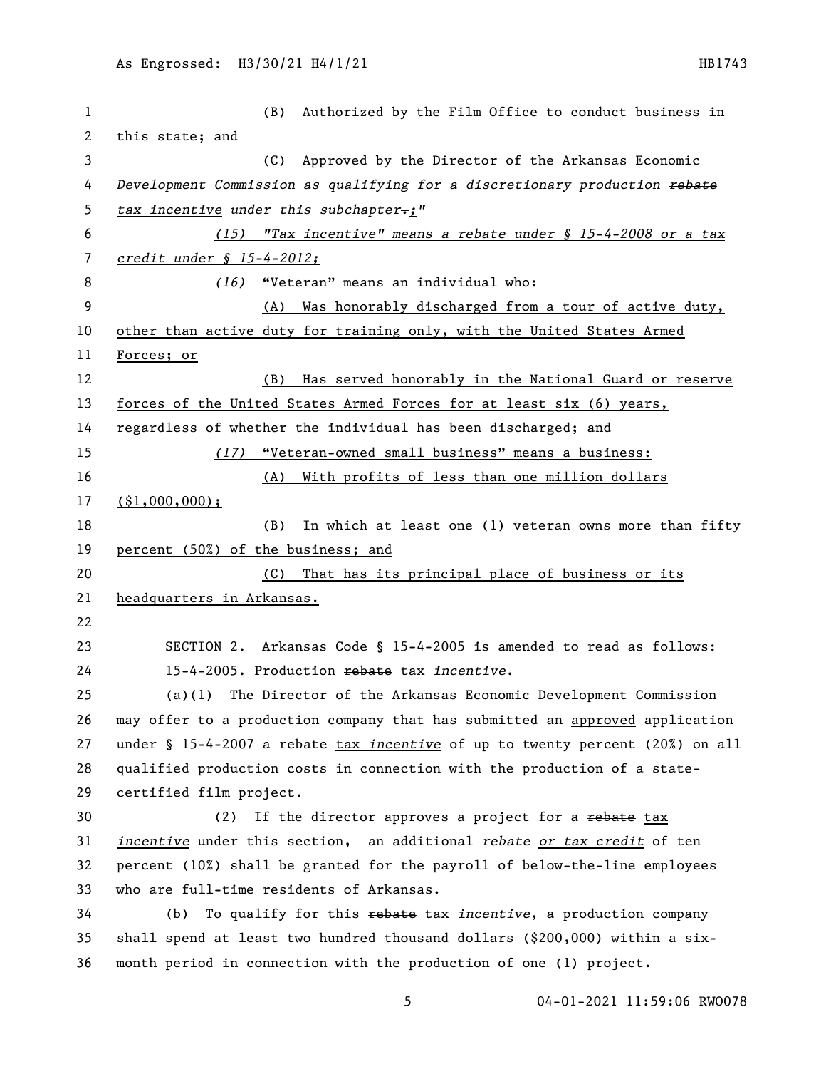(B) Authorized by the Film Office to conduct business in this state; and

(C) Approved by the Director of the Arkansas Economic Development Commission as qualifying for a discretionary production ~~rebate~~ *tax incentive* under this subchapter~~.~~*;"*

*(15) "Tax incentive" means a rebate under § 15-4-2008 or a tax credit under § 15-4-2012;*

*(16)* "Veteran" means an individual who:

(A) Was honorably discharged from a tour of active duty, other than active duty for training only, with the United States Armed Forces; or

(B) Has served honorably in the National Guard or reserve forces of the United States Armed Forces for at least six (6) years, regardless of whether the individual has been discharged; and

*(17)* "Veteran-owned small business" means a business:

(A) With profits of less than one million dollars ($1,000,000);

(B) In which at least one (1) veteran owns more than fifty percent (50%) of the business; and

(C) That has its principal place of business or its headquarters in Arkansas.

SECTION 2. Arkansas Code § 15-4-2005 is amended to read as follows:

15-4-2005. Production ~~rebate~~ tax *incentive*.

(a)(1) The Director of the Arkansas Economic Development Commission may offer to a production company that has submitted an approved application under § 15-4-2007 a ~~rebate~~ tax *incentive* of ~~up to~~ twenty percent (20%) on all qualified production costs in connection with the production of a state-certified film project.

(2) If the director approves a project for a ~~rebate~~ tax *incentive* under this section, an additional *rebate or tax credit* of ten percent (10%) shall be granted for the payroll of below-the-line employees who are full-time residents of Arkansas.

(b) To qualify for this ~~rebate~~ tax *incentive*, a production company shall spend at least two hundred thousand dollars ($200,000) within a six-month period in connection with the production of one (1) project.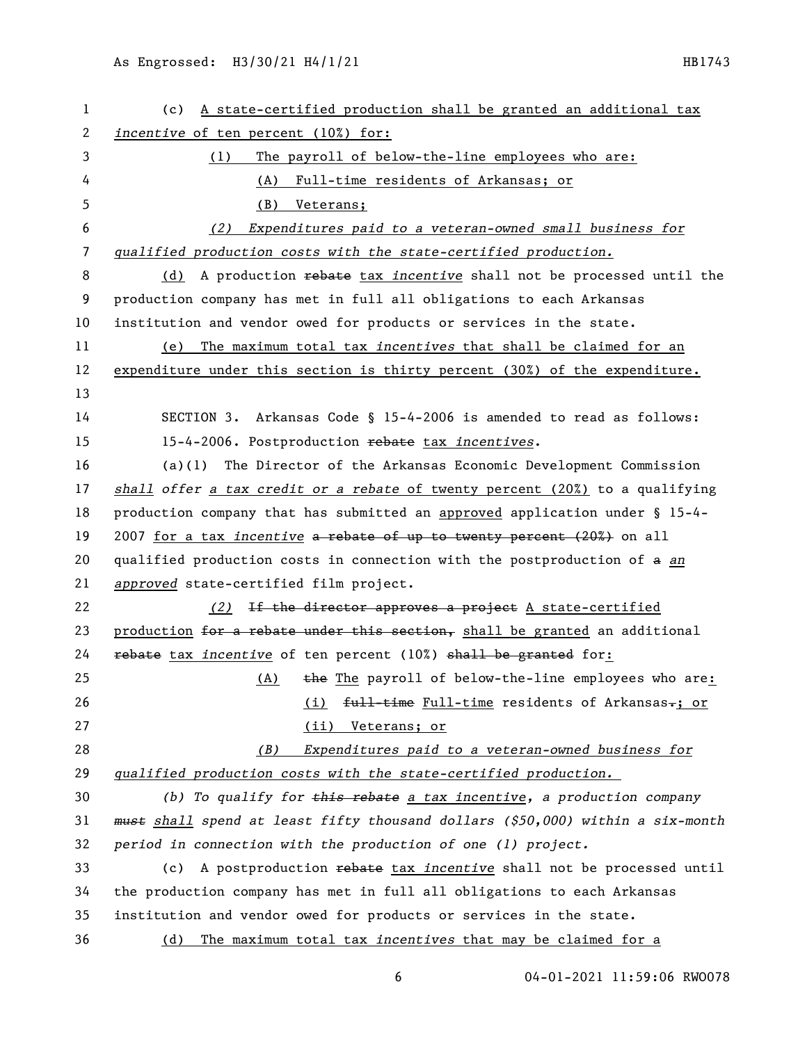(c) A state-certified production shall be granted an additional tax *incentive* of ten percent (10%) for:

(1) The payroll of below-the-line employees who are:

(A) Full-time residents of Arkansas; or

(B) Veterans;

*(2) Expenditures paid to a veteran-owned small business for qualified production costs with the state-certified production.*

(d) A production ~~rebate~~ tax *incentive* shall not be processed until the production company has met in full all obligations to each Arkansas institution and vendor owed for products or services in the state.

(e) The maximum total tax *incentives* that shall be claimed for an expenditure under this section is thirty percent (30%) of the expenditure.

SECTION 3. Arkansas Code § 15-4-2006 is amended to read as follows:

15-4-2006. Postproduction ~~rebate~~ tax *incentives*.

(a)(1) The Director of the Arkansas Economic Development Commission *shall offer a tax credit or a rebate* of twenty percent (20%) to a qualifying production company that has submitted an approved application under § 15-4-2007 for a tax *incentive* ~~a rebate of up to twenty percent (20%)~~ on all qualified production costs in connection with the postproduction of ~~a~~ *an approved* state-certified film project.

*(2)* ~~If the director approves a project~~ A state-certified production ~~for a rebate under this section,~~ shall be granted an additional ~~rebate~~ tax *incentive* of ten percent (10%) ~~shall be granted~~ for:

(A) ~~the~~ The payroll of below-the-line employees who are:

(i) ~~full-time~~ Full-time residents of Arkansas~~.~~; or

(ii) Veterans; or

*(B) Expenditures paid to a veteran-owned business for qualified production costs with the state-certified production.*

*(b) To qualify for ~~this rebate~~ a tax incentive, a production company ~~must~~ shall spend at least fifty thousand dollars ($50,000) within a six-month period in connection with the production of one (1) project.*

(c) A postproduction ~~rebate~~ tax *incentive* shall not be processed until the production company has met in full all obligations to each Arkansas institution and vendor owed for products or services in the state.

(d) The maximum total tax *incentives* that may be claimed for a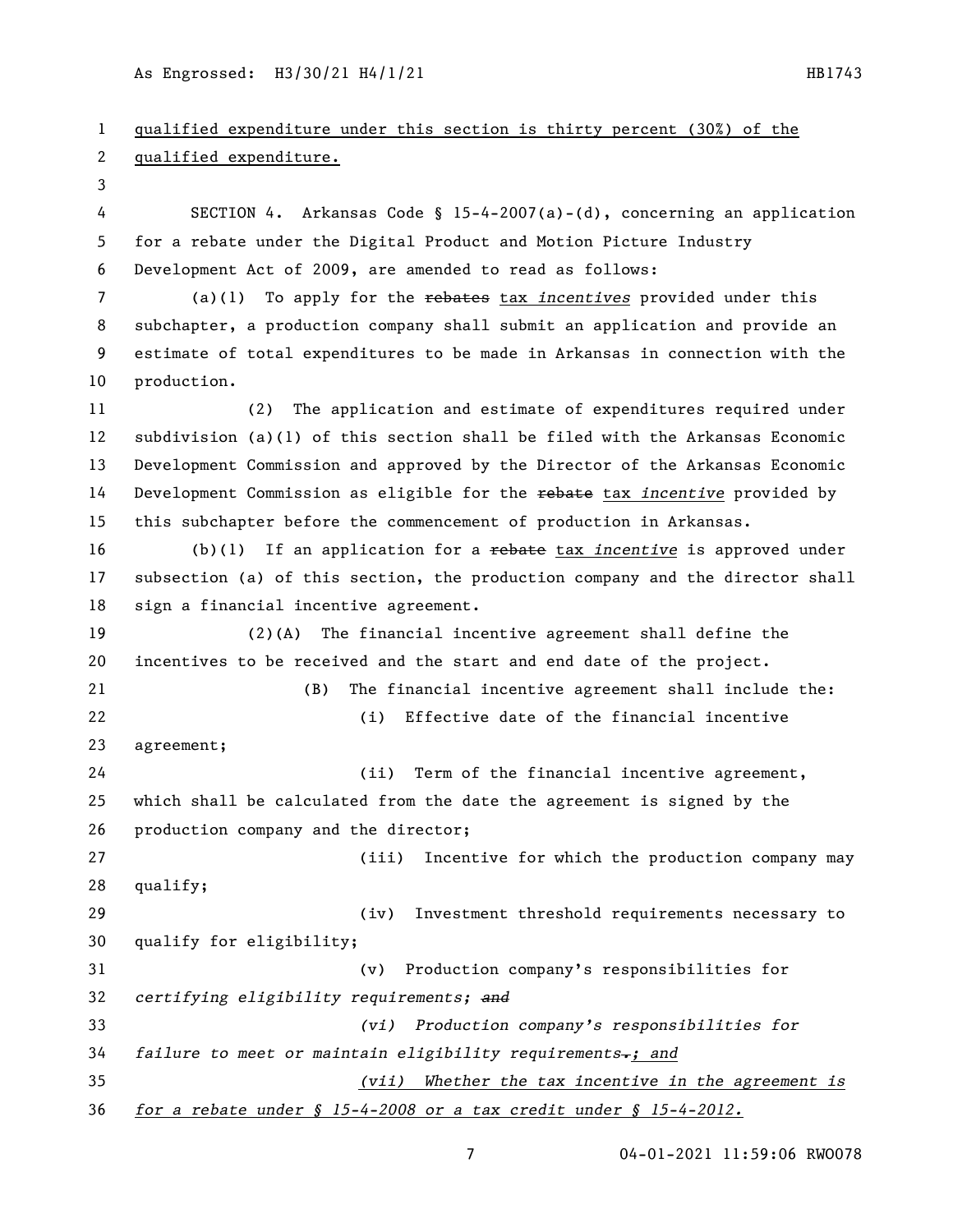qualified expenditure under this section is thirty percent (30%) of the qualified expenditure.

SECTION 4. Arkansas Code § 15-4-2007(a)-(d), concerning an application for a rebate under the Digital Product and Motion Picture Industry Development Act of 2009, are amended to read as follows:

(a)(1) To apply for the ~~rebates~~ tax *incentives* provided under this subchapter, a production company shall submit an application and provide an estimate of total expenditures to be made in Arkansas in connection with the production.

(2) The application and estimate of expenditures required under subdivision (a)(1) of this section shall be filed with the Arkansas Economic Development Commission and approved by the Director of the Arkansas Economic Development Commission as eligible for the ~~rebate~~ tax *incentive* provided by this subchapter before the commencement of production in Arkansas.

(b)(1) If an application for a ~~rebate~~ tax *incentive* is approved under subsection (a) of this section, the production company and the director shall sign a financial incentive agreement.

(2)(A) The financial incentive agreement shall define the incentives to be received and the start and end date of the project.

(B) The financial incentive agreement shall include the:

(i) Effective date of the financial incentive agreement;

(ii) Term of the financial incentive agreement, which shall be calculated from the date the agreement is signed by the production company and the director;

(iii) Incentive for which the production company may qualify;

(iv) Investment threshold requirements necessary to qualify for eligibility;

(v) Production company's responsibilities for *certifying eligibility requirements;* ~~*and*~~

*(vi) Production company's responsibilities for failure to meet or maintain eligibility requirements~~.~~; and*

*(vii) Whether the tax incentive in the agreement is for a rebate under § 15-4-2008 or a tax credit under § 15-4-2012.*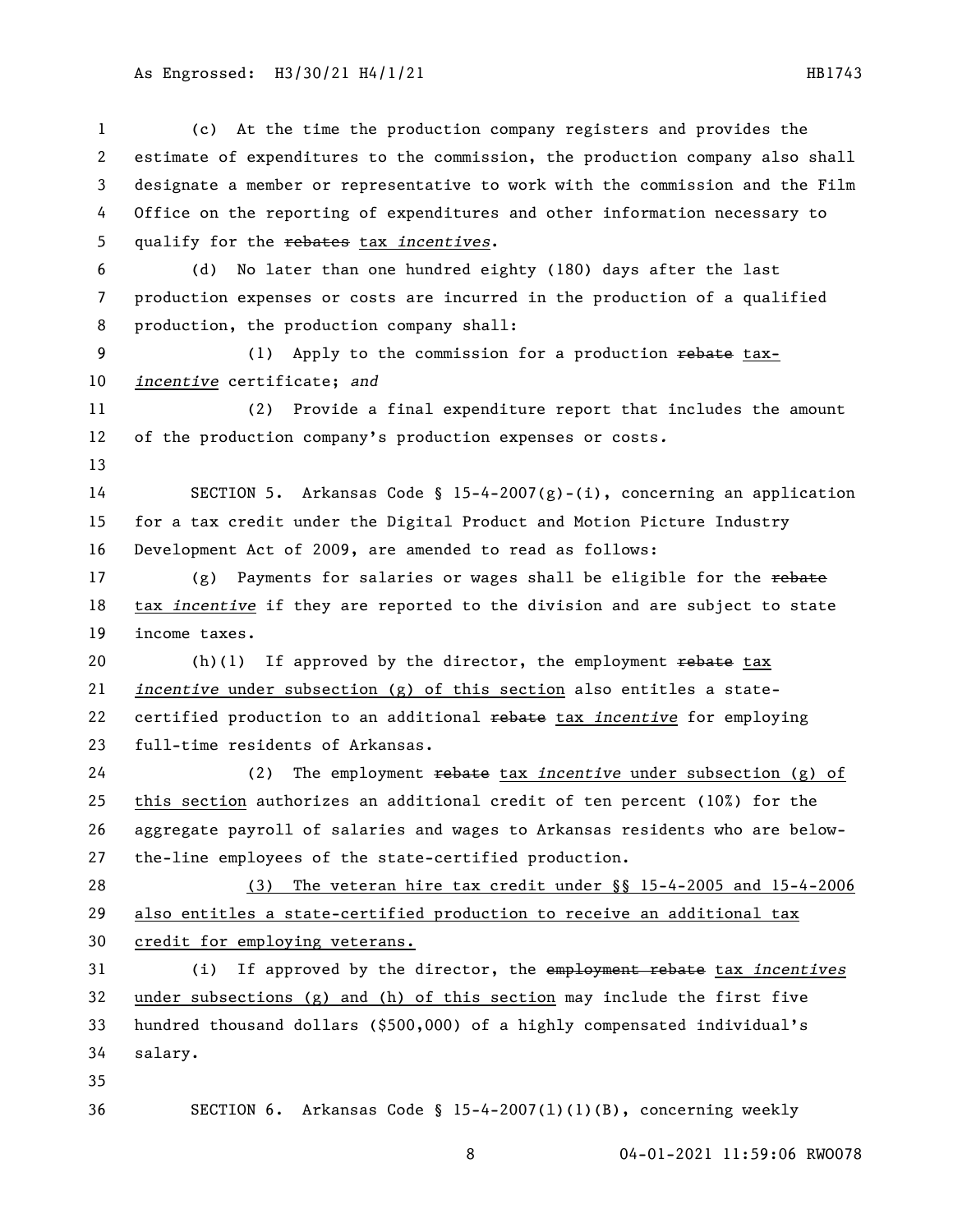(c) At the time the production company registers and provides the estimate of expenditures to the commission, the production company also shall designate a member or representative to work with the commission and the Film Office on the reporting of expenditures and other information necessary to qualify for the ~~rebates~~ tax *incentives*.

(d) No later than one hundred eighty (180) days after the last production expenses or costs are incurred in the production of a qualified production, the production company shall:

(1) Apply to the commission for a production ~~rebate~~ tax-*incentive* certificate; *and*

(2) Provide a final expenditure report that includes the amount of the production company's production expenses or costs.

SECTION 5. Arkansas Code § 15-4-2007(g)-(i), concerning an application for a tax credit under the Digital Product and Motion Picture Industry Development Act of 2009, are amended to read as follows:

(g) Payments for salaries or wages shall be eligible for the ~~rebate~~ tax *incentive* if they are reported to the division and are subject to state income taxes.

(h)(1) If approved by the director, the employment ~~rebate~~ tax *incentive* under subsection (g) of this section also entitles a state-certified production to an additional ~~rebate~~ tax *incentive* for employing full-time residents of Arkansas.

(2) The employment ~~rebate~~ tax *incentive* under subsection (g) of this section authorizes an additional credit of ten percent (10%) for the aggregate payroll of salaries and wages to Arkansas residents who are below-the-line employees of the state-certified production.

(3) The veteran hire tax credit under §§ 15-4-2005 and 15-4-2006 also entitles a state-certified production to receive an additional tax credit for employing veterans.

(i) If approved by the director, the ~~employment rebate~~ tax *incentives* under subsections (g) and (h) of this section may include the first five hundred thousand dollars ($500,000) of a highly compensated individual's salary.

SECTION 6. Arkansas Code § 15-4-2007(l)(1)(B), concerning weekly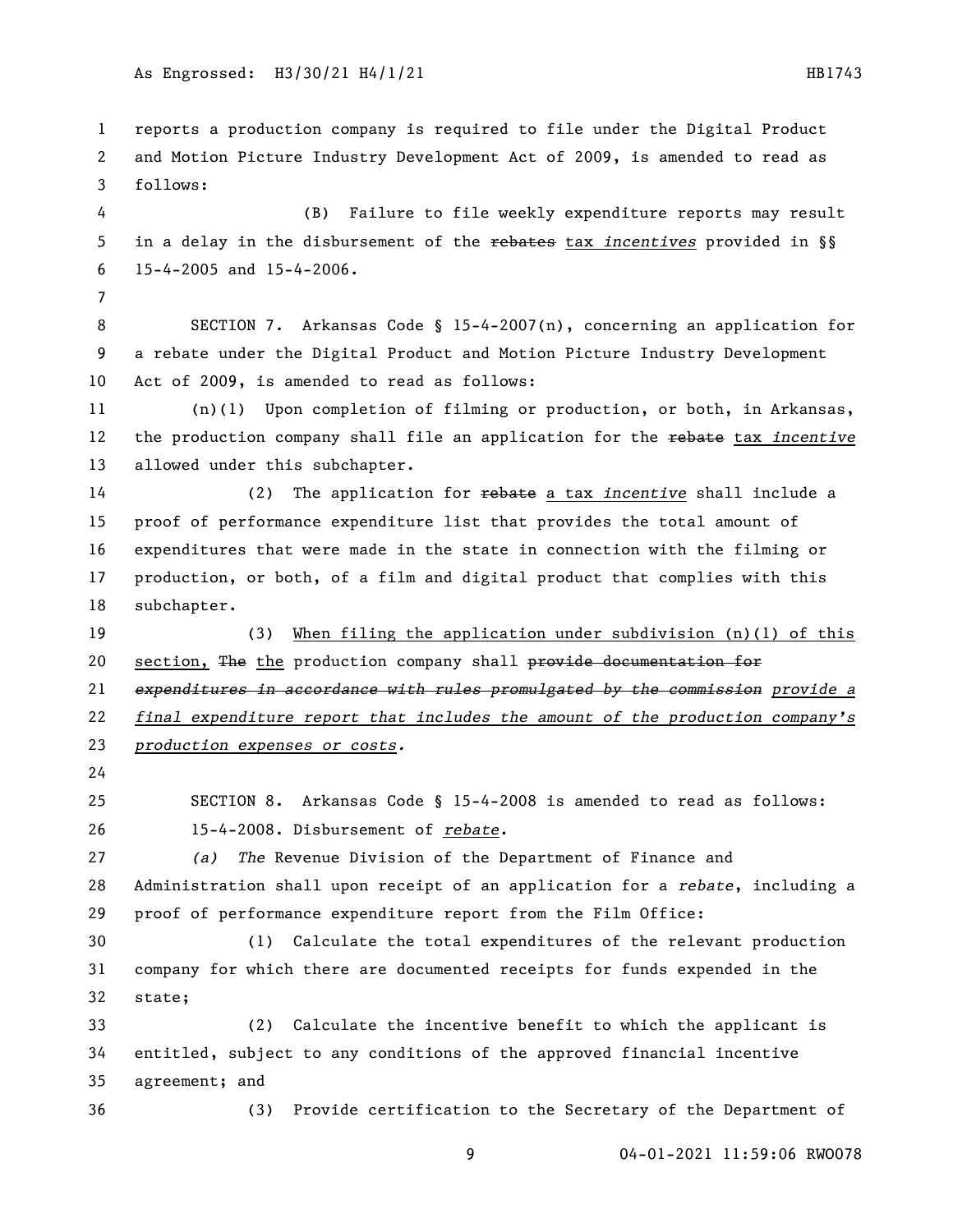reports a production company is required to file under the Digital Product and Motion Picture Industry Development Act of 2009, is amended to read as follows:

(B) Failure to file weekly expenditure reports may result in a delay in the disbursement of the ~~rebates~~ tax *incentives* provided in §§ 15-4-2005 and 15-4-2006.

SECTION 7. Arkansas Code § 15-4-2007(n), concerning an application for a rebate under the Digital Product and Motion Picture Industry Development Act of 2009, is amended to read as follows:

(n)(1) Upon completion of filming or production, or both, in Arkansas, the production company shall file an application for the ~~rebate~~ tax *incentive* allowed under this subchapter.

(2) The application for ~~rebate~~ a tax *incentive* shall include a proof of performance expenditure list that provides the total amount of expenditures that were made in the state in connection with the filming or production, or both, of a film and digital product that complies with this subchapter.

(3) When filing the application under subdivision (n)(1) of this section, ~~The~~ the production company shall ~~provide documentation for~~ ~~*expenditures in accordance with rules promulgated by the commission*~~ *provide a final expenditure report that includes the amount of the production company's production expenses or costs.*

SECTION 8. Arkansas Code § 15-4-2008 is amended to read as follows:

15-4-2008. Disbursement of *rebate*.

*(a) The* Revenue Division of the Department of Finance and Administration shall upon receipt of an application for a *rebate*, including a proof of performance expenditure report from the Film Office:

(1) Calculate the total expenditures of the relevant production company for which there are documented receipts for funds expended in the state;

(2) Calculate the incentive benefit to which the applicant is entitled, subject to any conditions of the approved financial incentive agreement; and

(3) Provide certification to the Secretary of the Department of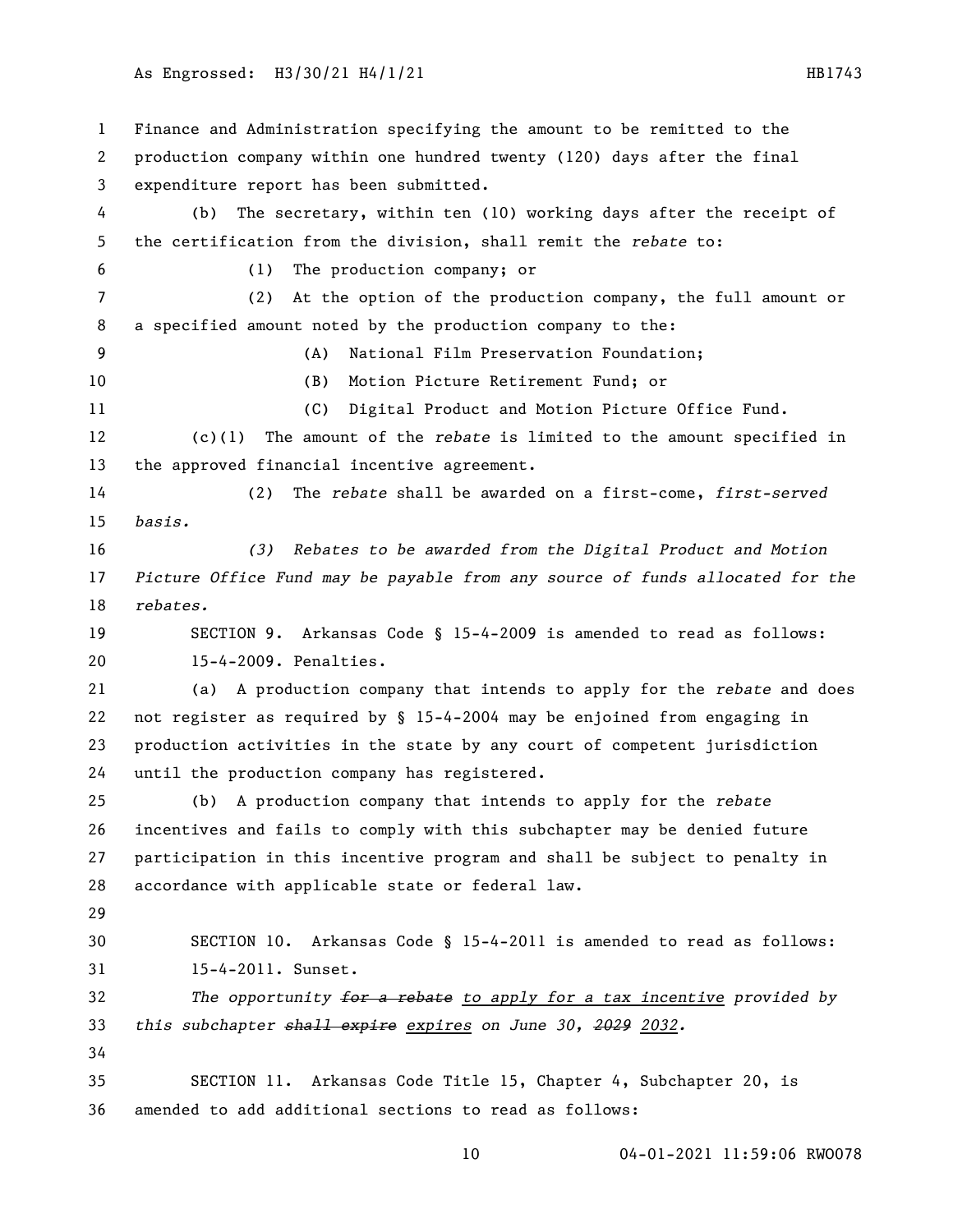Finance and Administration specifying the amount to be remitted to the production company within one hundred twenty (120) days after the final expenditure report has been submitted.

(b) The secretary, within ten (10) working days after the receipt of the certification from the division, shall remit the *rebate* to:

(1) The production company; or

(2) At the option of the production company, the full amount or a specified amount noted by the production company to the:

(A) National Film Preservation Foundation;

(B) Motion Picture Retirement Fund; or

(C) Digital Product and Motion Picture Office Fund.

(c)(1) The amount of the *rebate* is limited to the amount specified in the approved financial incentive agreement.

(2) The *rebate* shall be awarded on a first-come, *first-served basis.*

*(3) Rebates to be awarded from the Digital Product and Motion Picture Office Fund may be payable from any source of funds allocated for the rebates.*

SECTION 9. Arkansas Code § 15-4-2009 is amended to read as follows:

15-4-2009. Penalties.

(a) A production company that intends to apply for the *rebate* and does not register as required by § 15-4-2004 may be enjoined from engaging in production activities in the state by any court of competent jurisdiction until the production company has registered.

(b) A production company that intends to apply for the *rebate* incentives and fails to comply with this subchapter may be denied future participation in this incentive program and shall be subject to penalty in accordance with applicable state or federal law.

SECTION 10. Arkansas Code § 15-4-2011 is amended to read as follows:

15-4-2011. Sunset.

*The opportunity ~~for a rebate~~ <u>to apply for a tax incentive</u> provided by this subchapter ~~shall expire~~ <u>expires</u> on June 30, ~~2029~~ <u>2032</u>.*

SECTION 11. Arkansas Code Title 15, Chapter 4, Subchapter 20, is amended to add additional sections to read as follows: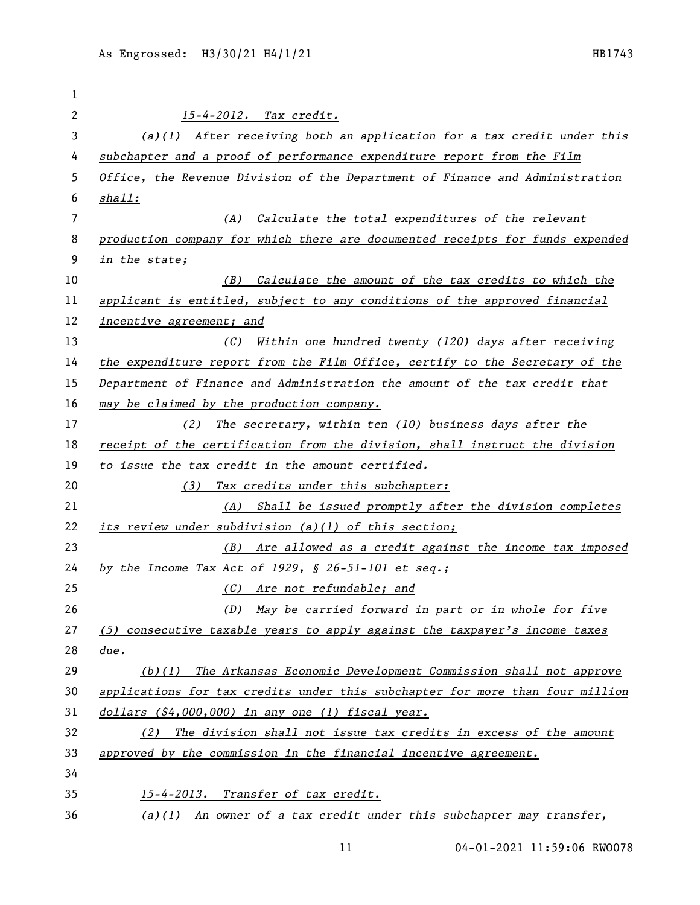*15-4-2012. Tax credit.*

*(a)(1) After receiving both an application for a tax credit under this subchapter and a proof of performance expenditure report from the Film Office, the Revenue Division of the Department of Finance and Administration shall:*

*(A) Calculate the total expenditures of the relevant production company for which there are documented receipts for funds expended in the state;*

*(B) Calculate the amount of the tax credits to which the applicant is entitled, subject to any conditions of the approved financial incentive agreement; and*

*(C) Within one hundred twenty (120) days after receiving the expenditure report from the Film Office, certify to the Secretary of the Department of Finance and Administration the amount of the tax credit that may be claimed by the production company.*

*(2) The secretary, within ten (10) business days after the receipt of the certification from the division, shall instruct the division to issue the tax credit in the amount certified.*

*(3) Tax credits under this subchapter:*

*(A) Shall be issued promptly after the division completes its review under subdivision (a)(1) of this section;*

*(B) Are allowed as a credit against the income tax imposed by the Income Tax Act of 1929, § 26-51-101 et seq.;*

*(C) Are not refundable; and*

*(D) May be carried forward in part or in whole for five (5) consecutive taxable years to apply against the taxpayer's income taxes due.*

*(b)(1) The Arkansas Economic Development Commission shall not approve applications for tax credits under this subchapter for more than four million dollars ($4,000,000) in any one (1) fiscal year.*

*(2) The division shall not issue tax credits in excess of the amount approved by the commission in the financial incentive agreement.*

*15-4-2013. Transfer of tax credit.*

*(a)(1) An owner of a tax credit under this subchapter may transfer,*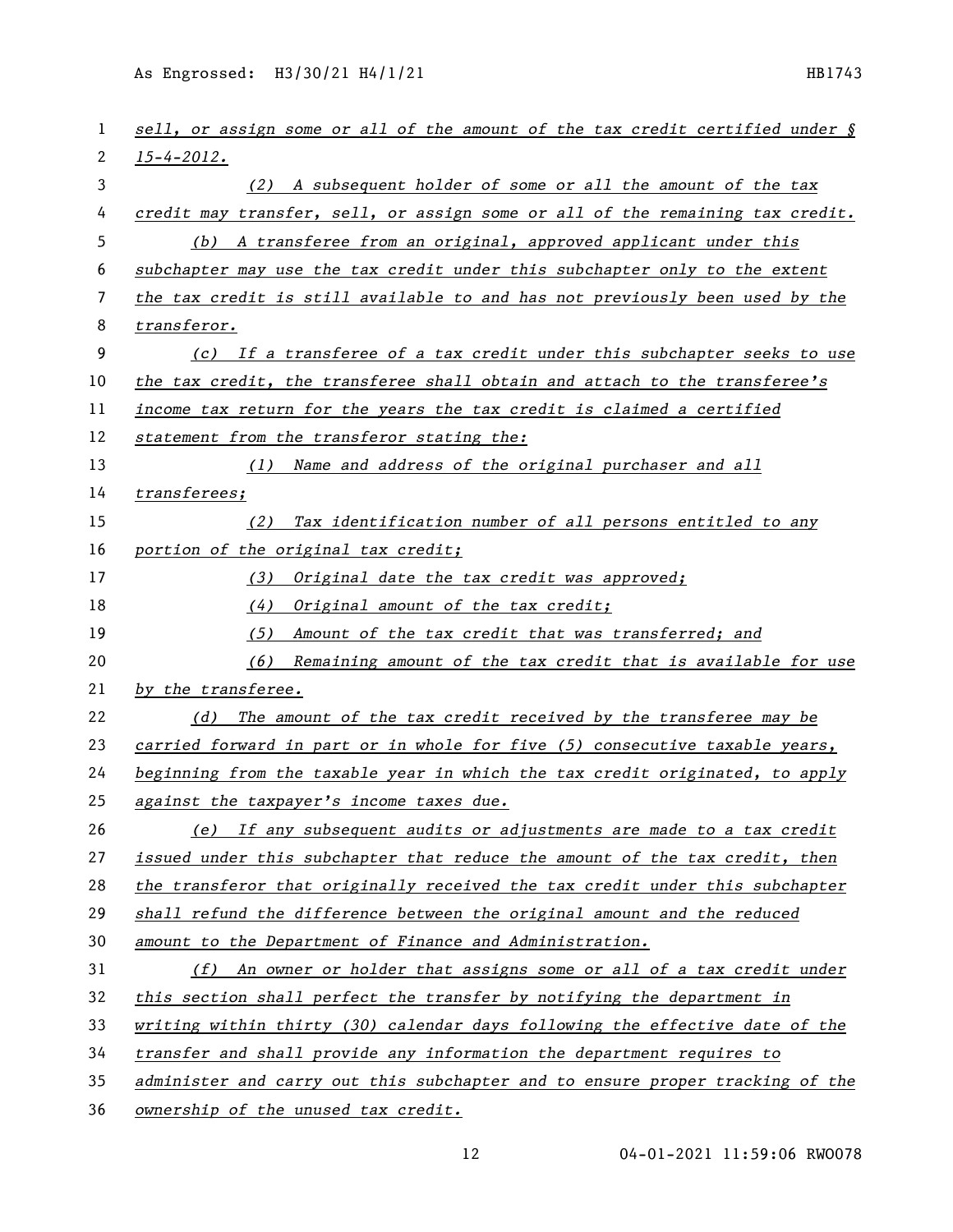*sell, or assign some or all of the amount of the tax credit certified under § 15-4-2012.*

*(2) A subsequent holder of some or all the amount of the tax credit may transfer, sell, or assign some or all of the remaining tax credit.*

*(b) A transferee from an original, approved applicant under this subchapter may use the tax credit under this subchapter only to the extent the tax credit is still available to and has not previously been used by the transferor.*

*(c) If a transferee of a tax credit under this subchapter seeks to use the tax credit, the transferee shall obtain and attach to the transferee's income tax return for the years the tax credit is claimed a certified statement from the transferor stating the:*

*(1) Name and address of the original purchaser and all transferees;*

*(2) Tax identification number of all persons entitled to any portion of the original tax credit;*

*(3) Original date the tax credit was approved;*

*(4) Original amount of the tax credit;*

*(5) Amount of the tax credit that was transferred; and*

*(6) Remaining amount of the tax credit that is available for use by the transferee.*

*(d) The amount of the tax credit received by the transferee may be carried forward in part or in whole for five (5) consecutive taxable years, beginning from the taxable year in which the tax credit originated, to apply against the taxpayer's income taxes due.*

*(e) If any subsequent audits or adjustments are made to a tax credit issued under this subchapter that reduce the amount of the tax credit, then the transferor that originally received the tax credit under this subchapter shall refund the difference between the original amount and the reduced amount to the Department of Finance and Administration.*

*(f) An owner or holder that assigns some or all of a tax credit under this section shall perfect the transfer by notifying the department in writing within thirty (30) calendar days following the effective date of the transfer and shall provide any information the department requires to administer and carry out this subchapter and to ensure proper tracking of the ownership of the unused tax credit.*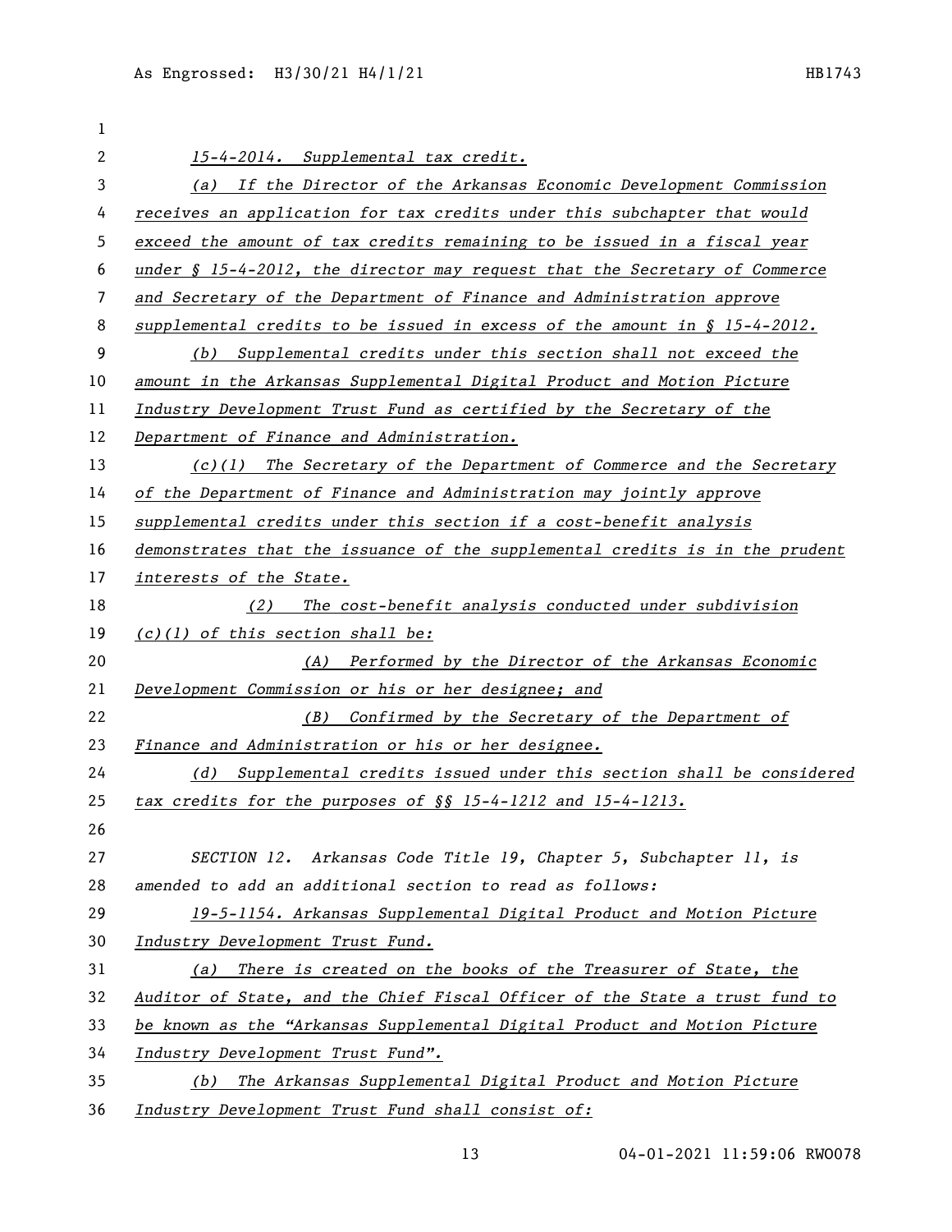*15-4-2014. Supplemental tax credit.*

*(a) If the Director of the Arkansas Economic Development Commission receives an application for tax credits under this subchapter that would exceed the amount of tax credits remaining to be issued in a fiscal year under § 15-4-2012, the director may request that the Secretary of Commerce and Secretary of the Department of Finance and Administration approve supplemental credits to be issued in excess of the amount in § 15-4-2012.*

*(b) Supplemental credits under this section shall not exceed the amount in the Arkansas Supplemental Digital Product and Motion Picture Industry Development Trust Fund as certified by the Secretary of the Department of Finance and Administration.*

*(c)(1) The Secretary of the Department of Commerce and the Secretary of the Department of Finance and Administration may jointly approve supplemental credits under this section if a cost-benefit analysis demonstrates that the issuance of the supplemental credits is in the prudent interests of the State.*

*(2) The cost-benefit analysis conducted under subdivision (c)(1) of this section shall be:*

*(A) Performed by the Director of the Arkansas Economic Development Commission or his or her designee; and*

*(B) Confirmed by the Secretary of the Department of Finance and Administration or his or her designee.*

*(d) Supplemental credits issued under this section shall be considered tax credits for the purposes of §§ 15-4-1212 and 15-4-1213.*

*SECTION 12. Arkansas Code Title 19, Chapter 5, Subchapter 11, is amended to add an additional section to read as follows:*

*19-5-1154. Arkansas Supplemental Digital Product and Motion Picture Industry Development Trust Fund.*

*(a) There is created on the books of the Treasurer of State, the Auditor of State, and the Chief Fiscal Officer of the State a trust fund to be known as the "Arkansas Supplemental Digital Product and Motion Picture Industry Development Trust Fund".*

*(b) The Arkansas Supplemental Digital Product and Motion Picture Industry Development Trust Fund shall consist of:*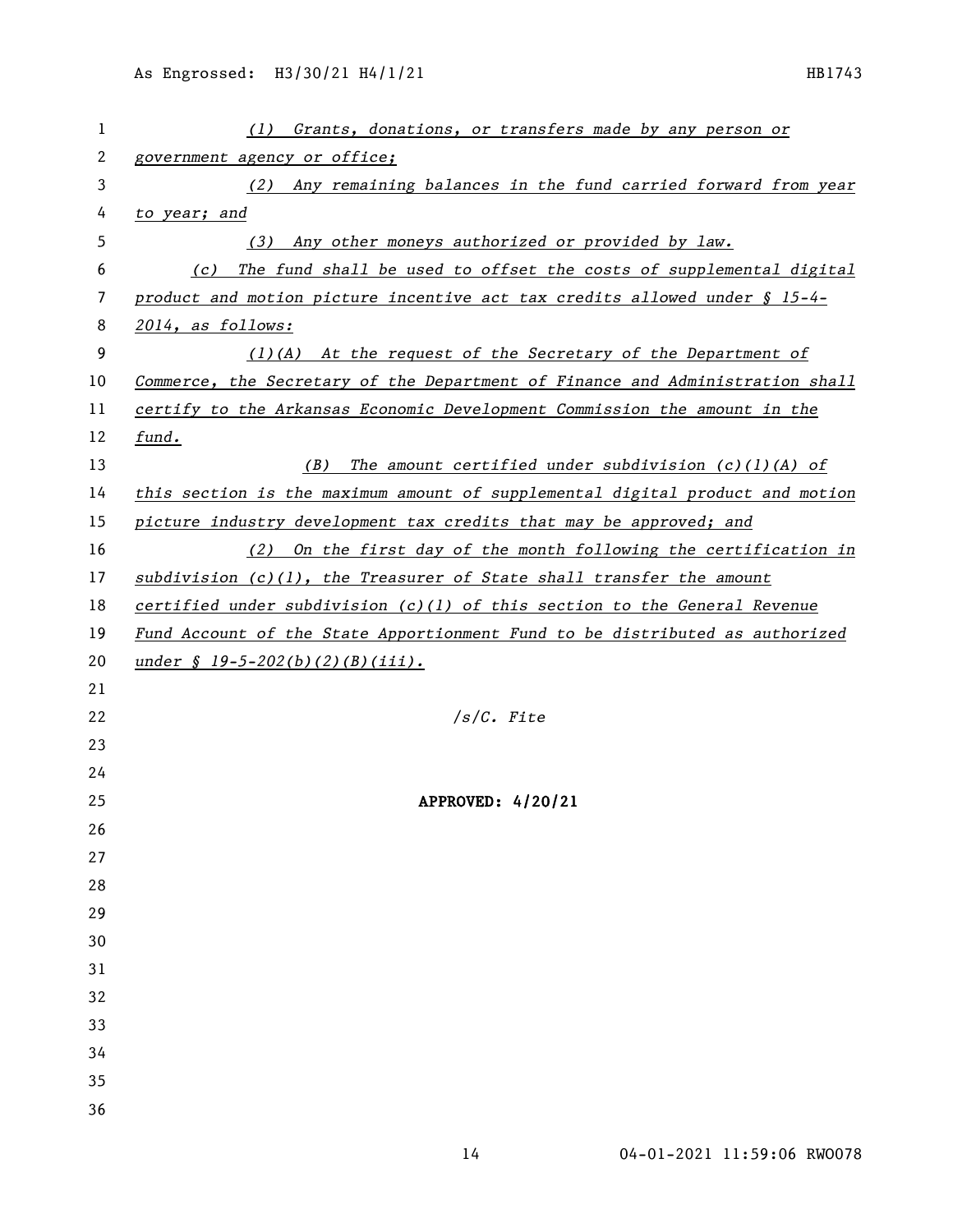*(1) Grants, donations, or transfers made by any person or government agency or office;*

*(2) Any remaining balances in the fund carried forward from year to year; and*

*(3) Any other moneys authorized or provided by law.*

*(c) The fund shall be used to offset the costs of supplemental digital product and motion picture incentive act tax credits allowed under § 15-4-2014, as follows:*

*(1)(A) At the request of the Secretary of the Department of Commerce, the Secretary of the Department of Finance and Administration shall certify to the Arkansas Economic Development Commission the amount in the fund.*

*(B) The amount certified under subdivision (c)(1)(A) of this section is the maximum amount of supplemental digital product and motion picture industry development tax credits that may be approved; and*

*(2) On the first day of the month following the certification in subdivision (c)(1), the Treasurer of State shall transfer the amount certified under subdivision (c)(1) of this section to the General Revenue Fund Account of the State Apportionment Fund to be distributed as authorized under § 19-5-202(b)(2)(B)(iii).*

*/s/C. Fite*

**APPROVED: 4/20/21**